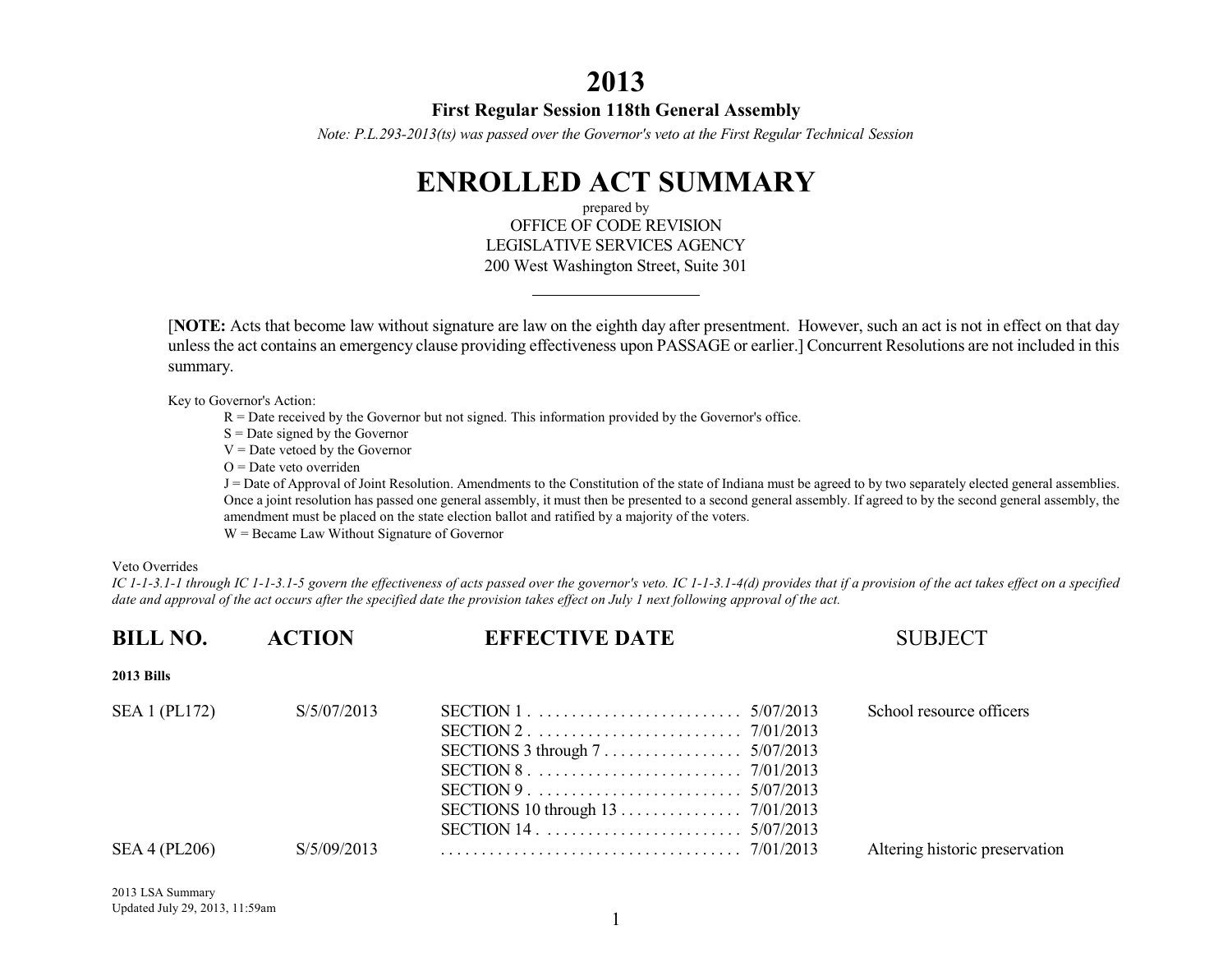# 2013

**First Regular Session 118th General Assembly**

*Note: P.L.293-2013(ts) was passed over the Governor's veto at the First Regular Technical Session*

# ENROLLED ACT SUMMARY

prepared by
OFFICE OF CODE REVISION
LEGISLATIVE SERVICES AGENCY
200 West Washington Street, Suite 301

[**NOTE:** Acts that become law without signature are law on the eighth day after presentment. However, such an act is not in effect on that day unless the act contains an emergency clause providing effectiveness upon PASSAGE or earlier.] Concurrent Resolutions are not included in this summary.

Key to Governor's Action:

- R = Date received by the Governor but not signed. This information provided by the Governor's office.
- S = Date signed by the Governor
- V = Date vetoed by the Governor
- O = Date veto overriden
- J = Date of Approval of Joint Resolution. Amendments to the Constitution of the state of Indiana must be agreed to by two separately elected general assemblies. Once a joint resolution has passed one general assembly, it must then be presented to a second general assembly. If agreed to by the second general assembly, the amendment must be placed on the state election ballot and ratified by a majority of the voters.
- W = Became Law Without Signature of Governor

Veto Overrides

*IC 1-1-3.1-1 through IC 1-1-3.1-5 govern the effectiveness of acts passed over the governor's veto. IC 1-1-3.1-4(d) provides that if a provision of the act takes effect on a specified date and approval of the act occurs after the specified date the provision takes effect on July 1 next following approval of the act.*

| BILL NO. | ACTION | EFFECTIVE DATE | | SUBJECT |
|---|---|---|---|---|
| **2013 Bills** | | | | |
| SEA 1 (PL172) | S/5/07/2013 | SECTION 1 | 5/07/2013 | School resource officers |
| | | SECTION 2 | 7/01/2013 | |
| | | SECTIONS 3 through 7 | 5/07/2013 | |
| | | SECTION 8 | 7/01/2013 | |
| | | SECTION 9 | 5/07/2013 | |
| | | SECTIONS 10 through 13 | 7/01/2013 | |
| | | SECTION 14 | 5/07/2013 | |
| SEA 4 (PL206) | S/5/09/2013 | | 7/01/2013 | Altering historic preservation |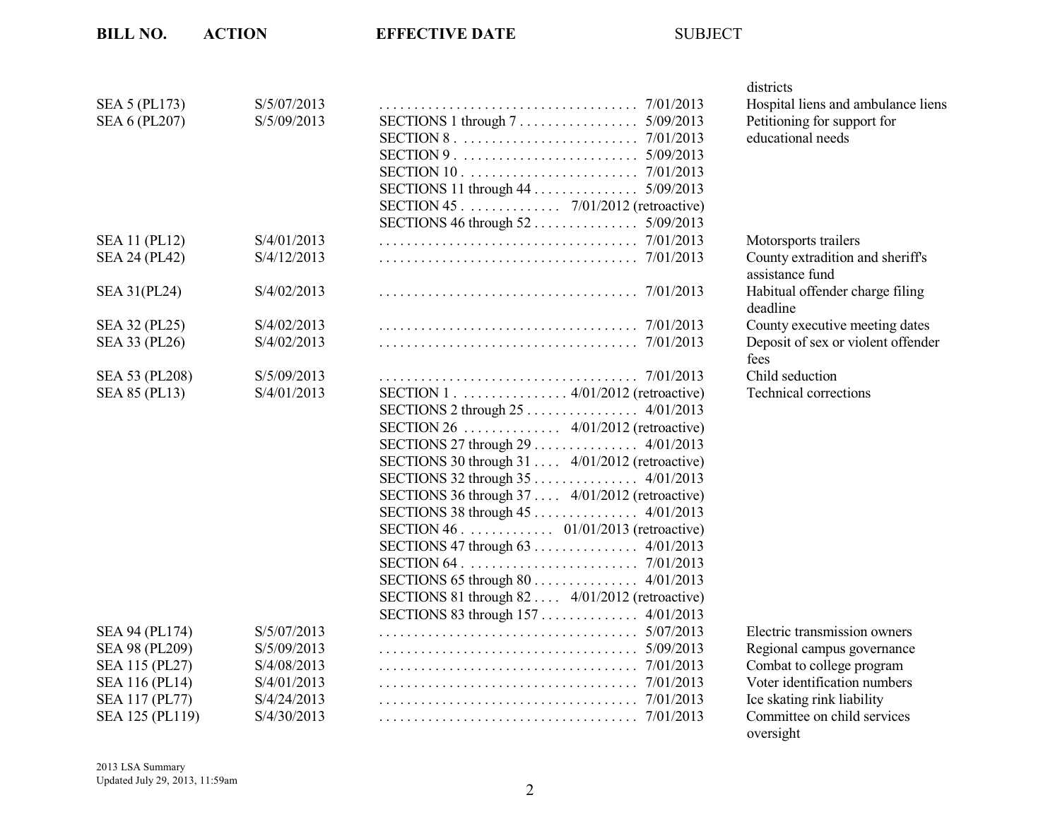| BILL NO. | ACTION | EFFECTIVE DATE | SUBJECT |
|---|---|---|---|
| | | | districts |
| SEA 5 (PL173) | S/5/07/2013 | . . . . . . . . . . . . . . . . . . . . . . . . . . . . . . . . . . . . 7/01/2013 | Hospital liens and ambulance liens |
| SEA 6 (PL207) | S/5/09/2013 | SECTIONS 1 through 7 . . . . . . . . . . . . . . . . 5/09/2013 | Petitioning for support for educational needs |
| | | SECTION 8 . . . . . . . . . . . . . . . . . . . . . . . . . 7/01/2013 | |
| | | SECTION 9 . . . . . . . . . . . . . . . . . . . . . . . . . 5/09/2013 | |
| | | SECTION 10 . . . . . . . . . . . . . . . . . . . . . . . . 7/01/2013 | |
| | | SECTIONS 11 through 44 . . . . . . . . . . . . . . 5/09/2013 | |
| | | SECTION 45 . . . . . . . . . . . . . 7/01/2012 (retroactive) | |
| | | SECTIONS 46 through 52 . . . . . . . . . . . . . . 5/09/2013 | |
| SEA 11 (PL12) | S/4/01/2013 | . . . . . . . . . . . . . . . . . . . . . . . . . . . . . . . . . . . . 7/01/2013 | Motorsports trailers |
| SEA 24 (PL42) | S/4/12/2013 | . . . . . . . . . . . . . . . . . . . . . . . . . . . . . . . . . . . . 7/01/2013 | County extradition and sheriff's assistance fund |
| SEA 31(PL24) | S/4/02/2013 | . . . . . . . . . . . . . . . . . . . . . . . . . . . . . . . . . . . . 7/01/2013 | Habitual offender charge filing deadline |
| SEA 32 (PL25) | S/4/02/2013 | . . . . . . . . . . . . . . . . . . . . . . . . . . . . . . . . . . . . 7/01/2013 | County executive meeting dates |
| SEA 33 (PL26) | S/4/02/2013 | . . . . . . . . . . . . . . . . . . . . . . . . . . . . . . . . . . . . 7/01/2013 | Deposit of sex or violent offender fees |
| SEA 53 (PL208) | S/5/09/2013 | . . . . . . . . . . . . . . . . . . . . . . . . . . . . . . . . . . . . 7/01/2013 | Child seduction |
| SEA 85 (PL13) | S/4/01/2013 | SECTION 1 . . . . . . . . . . . . . . . 4/01/2012 (retroactive) | Technical corrections |
| | | SECTIONS 2 through 25 . . . . . . . . . . . . . . . 4/01/2013 | |
| | | SECTION 26 . . . . . . . . . . . . . 4/01/2012 (retroactive) | |
| | | SECTIONS 27 through 29 . . . . . . . . . . . . . . 4/01/2013 | |
| | | SECTIONS 30 through 31 . . . . 4/01/2012 (retroactive) | |
| | | SECTIONS 32 through 35 . . . . . . . . . . . . . . 4/01/2013 | |
| | | SECTIONS 36 through 37 . . . . 4/01/2012 (retroactive) | |
| | | SECTIONS 38 through 45 . . . . . . . . . . . . . . 4/01/2013 | |
| | | SECTION 46 . . . . . . . . . . . . 01/01/2013 (retroactive) | |
| | | SECTIONS 47 through 63 . . . . . . . . . . . . . . 4/01/2013 | |
| | | SECTION 64 . . . . . . . . . . . . . . . . . . . . . . . . 7/01/2013 | |
| | | SECTIONS 65 through 80 . . . . . . . . . . . . . . 4/01/2013 | |
| | | SECTIONS 81 through 82 . . . . 4/01/2012 (retroactive) | |
| | | SECTIONS 83 through 157 . . . . . . . . . . . . . 4/01/2013 | |
| SEA 94 (PL174) | S/5/07/2013 | . . . . . . . . . . . . . . . . . . . . . . . . . . . . . . . . . . . . 5/07/2013 | Electric transmission owners |
| SEA 98 (PL209) | S/5/09/2013 | . . . . . . . . . . . . . . . . . . . . . . . . . . . . . . . . . . . . 5/09/2013 | Regional campus governance |
| SEA 115 (PL27) | S/4/08/2013 | . . . . . . . . . . . . . . . . . . . . . . . . . . . . . . . . . . . . 7/01/2013 | Combat to college program |
| SEA 116 (PL14) | S/4/01/2013 | . . . . . . . . . . . . . . . . . . . . . . . . . . . . . . . . . . . . 7/01/2013 | Voter identification numbers |
| SEA 117 (PL77) | S/4/24/2013 | . . . . . . . . . . . . . . . . . . . . . . . . . . . . . . . . . . . . 7/01/2013 | Ice skating rink liability |
| SEA 125 (PL119) | S/4/30/2013 | . . . . . . . . . . . . . . . . . . . . . . . . . . . . . . . . . . . . 7/01/2013 | Committee on child services oversight |

2013 LSA Summary
Updated July 29, 2013, 11:59am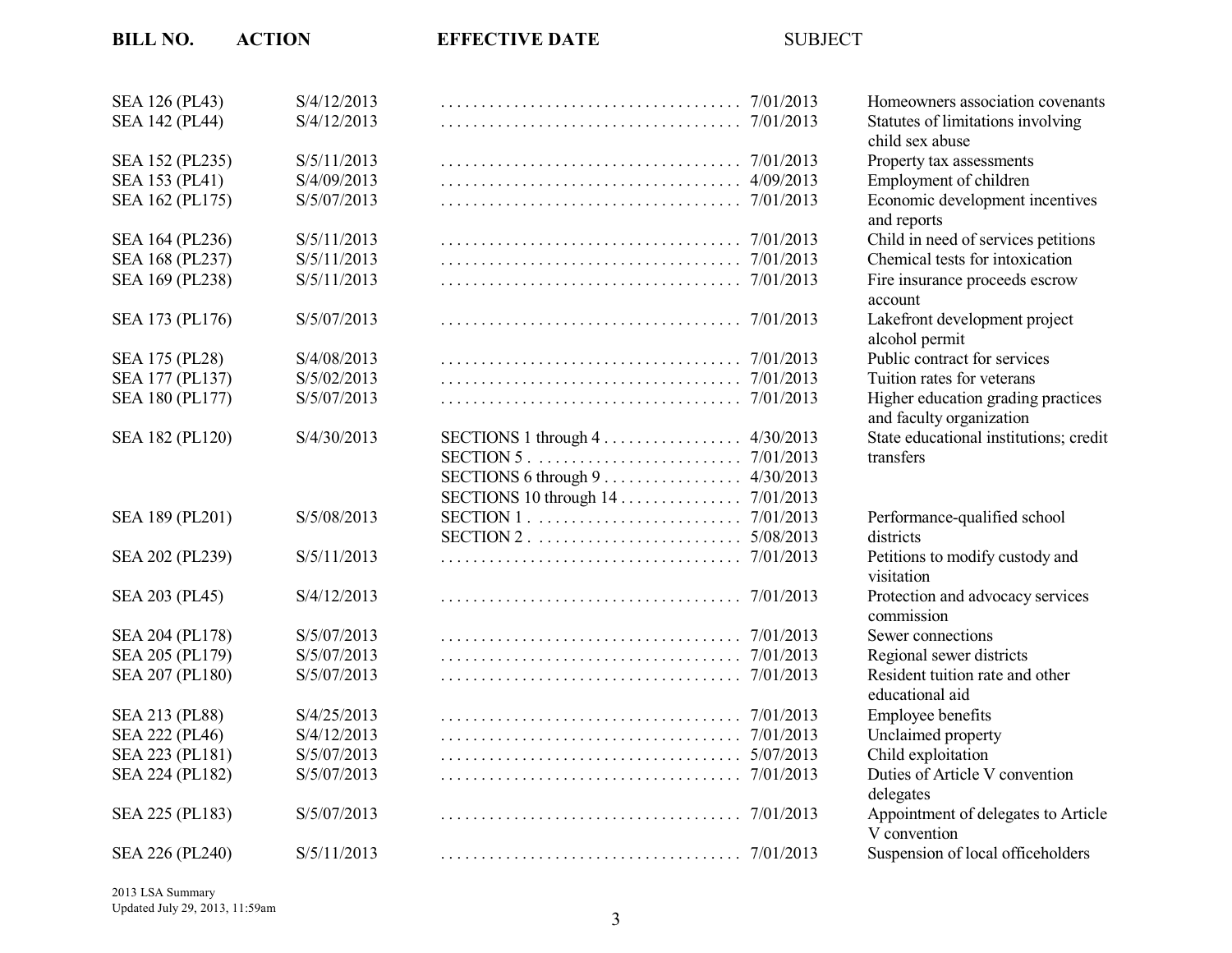| BILL NO. | ACTION | EFFECTIVE DATE | | SUBJECT |
|---|---|---|---|---|
| SEA 126 (PL43) | S/4/12/2013 | | 7/01/2013 | Homeowners association covenants |
| SEA 142 (PL44) | S/4/12/2013 | | 7/01/2013 | Statutes of limitations involving child sex abuse |
| SEA 152 (PL235) | S/5/11/2013 | | 7/01/2013 | Property tax assessments |
| SEA 153 (PL41) | S/4/09/2013 | | 4/09/2013 | Employment of children |
| SEA 162 (PL175) | S/5/07/2013 | | 7/01/2013 | Economic development incentives and reports |
| SEA 164 (PL236) | S/5/11/2013 | | 7/01/2013 | Child in need of services petitions |
| SEA 168 (PL237) | S/5/11/2013 | | 7/01/2013 | Chemical tests for intoxication |
| SEA 169 (PL238) | S/5/11/2013 | | 7/01/2013 | Fire insurance proceeds escrow account |
| SEA 173 (PL176) | S/5/07/2013 | | 7/01/2013 | Lakefront development project alcohol permit |
| SEA 175 (PL28) | S/4/08/2013 | | 7/01/2013 | Public contract for services |
| SEA 177 (PL137) | S/5/02/2013 | | 7/01/2013 | Tuition rates for veterans |
| SEA 180 (PL177) | S/5/07/2013 | | 7/01/2013 | Higher education grading practices and faculty organization |
| SEA 182 (PL120) | S/4/30/2013 | SECTIONS 1 through 4 | 4/30/2013 | State educational institutions; credit transfers |
| | | SECTION 5 | 7/01/2013 | |
| | | SECTIONS 6 through 9 | 4/30/2013 | |
| | | SECTIONS 10 through 14 | 7/01/2013 | |
| SEA 189 (PL201) | S/5/08/2013 | SECTION 1 | 7/01/2013 | Performance-qualified school districts |
| | | SECTION 2 | 5/08/2013 | |
| SEA 202 (PL239) | S/5/11/2013 | | 7/01/2013 | Petitions to modify custody and visitation |
| SEA 203 (PL45) | S/4/12/2013 | | 7/01/2013 | Protection and advocacy services commission |
| SEA 204 (PL178) | S/5/07/2013 | | 7/01/2013 | Sewer connections |
| SEA 205 (PL179) | S/5/07/2013 | | 7/01/2013 | Regional sewer districts |
| SEA 207 (PL180) | S/5/07/2013 | | 7/01/2013 | Resident tuition rate and other educational aid |
| SEA 213 (PL88) | S/4/25/2013 | | 7/01/2013 | Employee benefits |
| SEA 222 (PL46) | S/4/12/2013 | | 7/01/2013 | Unclaimed property |
| SEA 223 (PL181) | S/5/07/2013 | | 5/07/2013 | Child exploitation |
| SEA 224 (PL182) | S/5/07/2013 | | 7/01/2013 | Duties of Article V convention delegates |
| SEA 225 (PL183) | S/5/07/2013 | | 7/01/2013 | Appointment of delegates to Article V convention |
| SEA 226 (PL240) | S/5/11/2013 | | 7/01/2013 | Suspension of local officeholders |

2013 LSA Summary
Updated July 29, 2013, 11:59am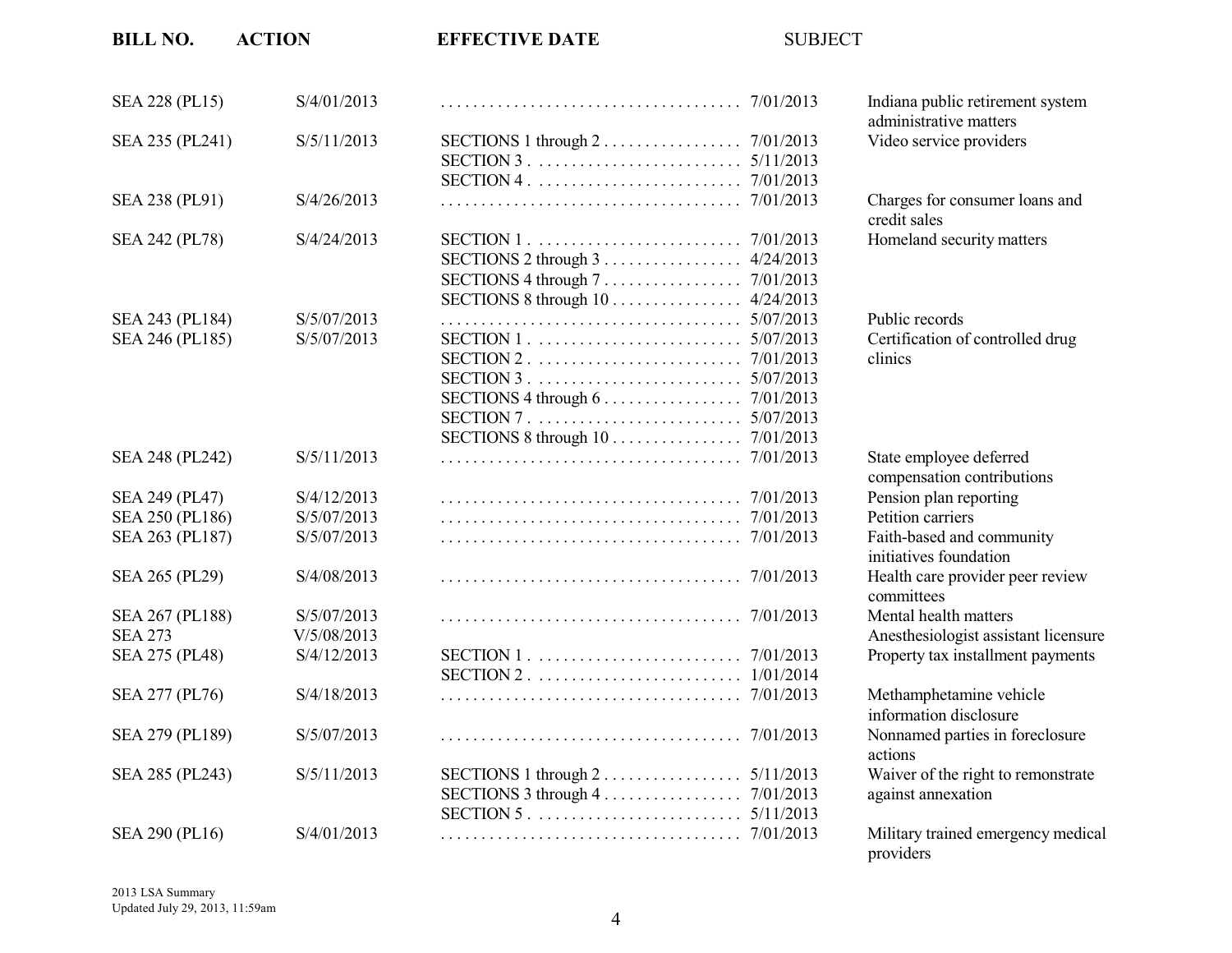| BILL NO. | ACTION | EFFECTIVE DATE | | SUBJECT |
|---|---|---|---|---|
| SEA 228 (PL15) | S/4/01/2013 | . . . . . . . . . . . . . . . . . . . . . . . . . . . . . . . . . . . . | 7/01/2013 | Indiana public retirement system administrative matters |
| SEA 235 (PL241) | S/5/11/2013 | SECTIONS 1 through 2 . . . . . . . . . . . . . . . . | 7/01/2013 | Video service providers |
| | | SECTION 3 . . . . . . . . . . . . . . . . . . . . . . . . . | 5/11/2013 | |
| | | SECTION 4 . . . . . . . . . . . . . . . . . . . . . . . . . | 7/01/2013 | |
| SEA 238 (PL91) | S/4/26/2013 | . . . . . . . . . . . . . . . . . . . . . . . . . . . . . . . . . . . . | 7/01/2013 | Charges for consumer loans and credit sales |
| SEA 242 (PL78) | S/4/24/2013 | SECTION 1 . . . . . . . . . . . . . . . . . . . . . . . . . | 7/01/2013 | Homeland security matters |
| | | SECTIONS 2 through 3 . . . . . . . . . . . . . . . . | 4/24/2013 | |
| | | SECTIONS 4 through 7 . . . . . . . . . . . . . . . . | 7/01/2013 | |
| | | SECTIONS 8 through 10 . . . . . . . . . . . . . . . | 4/24/2013 | |
| SEA 243 (PL184) | S/5/07/2013 | . . . . . . . . . . . . . . . . . . . . . . . . . . . . . . . . . . . . | 5/07/2013 | Public records |
| SEA 246 (PL185) | S/5/07/2013 | SECTION 1 . . . . . . . . . . . . . . . . . . . . . . . . . | 5/07/2013 | Certification of controlled drug clinics |
| | | SECTION 2 . . . . . . . . . . . . . . . . . . . . . . . . . | 7/01/2013 | |
| | | SECTION 3 . . . . . . . . . . . . . . . . . . . . . . . . . | 5/07/2013 | |
| | | SECTIONS 4 through 6 . . . . . . . . . . . . . . . . | 7/01/2013 | |
| | | SECTION 7 . . . . . . . . . . . . . . . . . . . . . . . . . | 5/07/2013 | |
| | | SECTIONS 8 through 10 . . . . . . . . . . . . . . . | 7/01/2013 | |
| SEA 248 (PL242) | S/5/11/2013 | . . . . . . . . . . . . . . . . . . . . . . . . . . . . . . . . . . . . | 7/01/2013 | State employee deferred compensation contributions |
| SEA 249 (PL47) | S/4/12/2013 | . . . . . . . . . . . . . . . . . . . . . . . . . . . . . . . . . . . . | 7/01/2013 | Pension plan reporting |
| SEA 250 (PL186) | S/5/07/2013 | . . . . . . . . . . . . . . . . . . . . . . . . . . . . . . . . . . . . | 7/01/2013 | Petition carriers |
| SEA 263 (PL187) | S/5/07/2013 | . . . . . . . . . . . . . . . . . . . . . . . . . . . . . . . . . . . . | 7/01/2013 | Faith-based and community initiatives foundation |
| SEA 265 (PL29) | S/4/08/2013 | . . . . . . . . . . . . . . . . . . . . . . . . . . . . . . . . . . . . | 7/01/2013 | Health care provider peer review committees |
| SEA 267 (PL188) | S/5/07/2013 | . . . . . . . . . . . . . . . . . . . . . . . . . . . . . . . . . . . . | 7/01/2013 | Mental health matters |
| SEA 273 | V/5/08/2013 | | | Anesthesiologist assistant licensure |
| SEA 275 (PL48) | S/4/12/2013 | SECTION 1 . . . . . . . . . . . . . . . . . . . . . . . . . | 7/01/2013 | Property tax installment payments |
| | | SECTION 2 . . . . . . . . . . . . . . . . . . . . . . . . . | 1/01/2014 | |
| SEA 277 (PL76) | S/4/18/2013 | . . . . . . . . . . . . . . . . . . . . . . . . . . . . . . . . . . . . | 7/01/2013 | Methamphetamine vehicle information disclosure |
| SEA 279 (PL189) | S/5/07/2013 | . . . . . . . . . . . . . . . . . . . . . . . . . . . . . . . . . . . . | 7/01/2013 | Nonnamed parties in foreclosure actions |
| SEA 285 (PL243) | S/5/11/2013 | SECTIONS 1 through 2 . . . . . . . . . . . . . . . . | 5/11/2013 | Waiver of the right to remonstrate against annexation |
| | | SECTIONS 3 through 4 . . . . . . . . . . . . . . . . | 7/01/2013 | |
| | | SECTION 5 . . . . . . . . . . . . . . . . . . . . . . . . . | 5/11/2013 | |
| SEA 290 (PL16) | S/4/01/2013 | . . . . . . . . . . . . . . . . . . . . . . . . . . . . . . . . . . . . | 7/01/2013 | Military trained emergency medical providers |

2013 LSA Summary
Updated July 29, 2013, 11:59am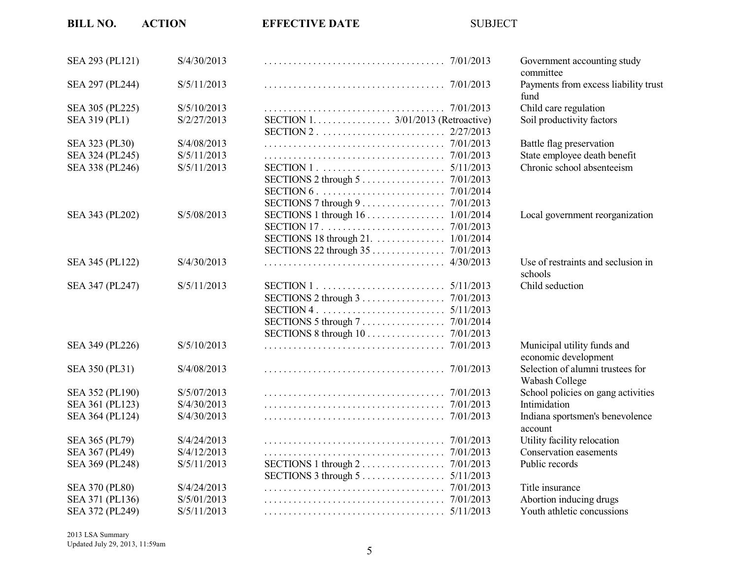| BILL NO. | ACTION | EFFECTIVE DATE | SUBJECT |
| --- | --- | --- | --- |
| SEA 293 (PL121) | S/4/30/2013 | . . . . . . . . . . . . . . . . . . . . . . . . . . . . . . . . . . . . 7/01/2013 | Government accounting study committee |
| SEA 297 (PL244) | S/5/11/2013 | . . . . . . . . . . . . . . . . . . . . . . . . . . . . . . . . . . . . 7/01/2013 | Payments from excess liability trust fund |
| SEA 305 (PL225) | S/5/10/2013 | . . . . . . . . . . . . . . . . . . . . . . . . . . . . . . . . . . . . 7/01/2013 | Child care regulation |
| SEA 319 (PL1) | S/2/27/2013 | SECTION 1. . . . . . . . . . . . . . . . 3/01/2013 (Retroactive) | Soil productivity factors |
| | | SECTION 2 . . . . . . . . . . . . . . . . . . . . . . . . . 2/27/2013 | |
| SEA 323 (PL30) | S/4/08/2013 | . . . . . . . . . . . . . . . . . . . . . . . . . . . . . . . . . . . . 7/01/2013 | Battle flag preservation |
| SEA 324 (PL245) | S/5/11/2013 | . . . . . . . . . . . . . . . . . . . . . . . . . . . . . . . . . . . . 7/01/2013 | State employee death benefit |
| SEA 338 (PL246) | S/5/11/2013 | SECTION 1 . . . . . . . . . . . . . . . . . . . . . . . . . 5/11/2013 | Chronic school absenteeism |
| | | SECTIONS 2 through 5 . . . . . . . . . . . . . . . . 7/01/2013 | |
| | | SECTION 6 . . . . . . . . . . . . . . . . . . . . . . . . . 7/01/2014 | |
| | | SECTIONS 7 through 9 . . . . . . . . . . . . . . . . 7/01/2013 | |
| SEA 343 (PL202) | S/5/08/2013 | SECTIONS 1 through 16 . . . . . . . . . . . . . . . 1/01/2014 | Local government reorganization |
| | | SECTION 17 . . . . . . . . . . . . . . . . . . . . . . . . 7/01/2013 | |
| | | SECTIONS 18 through 21. . . . . . . . . . . . . . 1/01/2014 | |
| | | SECTIONS 22 through 35 . . . . . . . . . . . . . . 7/01/2013 | |
| SEA 345 (PL122) | S/4/30/2013 | . . . . . . . . . . . . . . . . . . . . . . . . . . . . . . . . . . . . 4/30/2013 | Use of restraints and seclusion in schools |
| SEA 347 (PL247) | S/5/11/2013 | SECTION 1 . . . . . . . . . . . . . . . . . . . . . . . . . 5/11/2013 | Child seduction |
| | | SECTIONS 2 through 3 . . . . . . . . . . . . . . . . 7/01/2013 | |
| | | SECTION 4 . . . . . . . . . . . . . . . . . . . . . . . . . 5/11/2013 | |
| | | SECTIONS 5 through 7 . . . . . . . . . . . . . . . . 7/01/2014 | |
| | | SECTIONS 8 through 10 . . . . . . . . . . . . . . . 7/01/2013 | |
| SEA 349 (PL226) | S/5/10/2013 | . . . . . . . . . . . . . . . . . . . . . . . . . . . . . . . . . . . . 7/01/2013 | Municipal utility funds and economic development |
| SEA 350 (PL31) | S/4/08/2013 | . . . . . . . . . . . . . . . . . . . . . . . . . . . . . . . . . . . . 7/01/2013 | Selection of alumni trustees for Wabash College |
| SEA 352 (PL190) | S/5/07/2013 | . . . . . . . . . . . . . . . . . . . . . . . . . . . . . . . . . . . . 7/01/2013 | School policies on gang activities |
| SEA 361 (PL123) | S/4/30/2013 | . . . . . . . . . . . . . . . . . . . . . . . . . . . . . . . . . . . . 7/01/2013 | Intimidation |
| SEA 364 (PL124) | S/4/30/2013 | . . . . . . . . . . . . . . . . . . . . . . . . . . . . . . . . . . . . 7/01/2013 | Indiana sportsmen's benevolence account |
| SEA 365 (PL79) | S/4/24/2013 | . . . . . . . . . . . . . . . . . . . . . . . . . . . . . . . . . . . . 7/01/2013 | Utility facility relocation |
| SEA 367 (PL49) | S/4/12/2013 | . . . . . . . . . . . . . . . . . . . . . . . . . . . . . . . . . . . . 7/01/2013 | Conservation easements |
| SEA 369 (PL248) | S/5/11/2013 | SECTIONS 1 through 2 . . . . . . . . . . . . . . . . 7/01/2013 | Public records |
| | | SECTIONS 3 through 5 . . . . . . . . . . . . . . . . 5/11/2013 | |
| SEA 370 (PL80) | S/4/24/2013 | . . . . . . . . . . . . . . . . . . . . . . . . . . . . . . . . . . . . 7/01/2013 | Title insurance |
| SEA 371 (PL136) | S/5/01/2013 | . . . . . . . . . . . . . . . . . . . . . . . . . . . . . . . . . . . . 7/01/2013 | Abortion inducing drugs |
| SEA 372 (PL249) | S/5/11/2013 | . . . . . . . . . . . . . . . . . . . . . . . . . . . . . . . . . . . . 5/11/2013 | Youth athletic concussions |

2013 LSA Summary
Updated July 29, 2013, 11:59am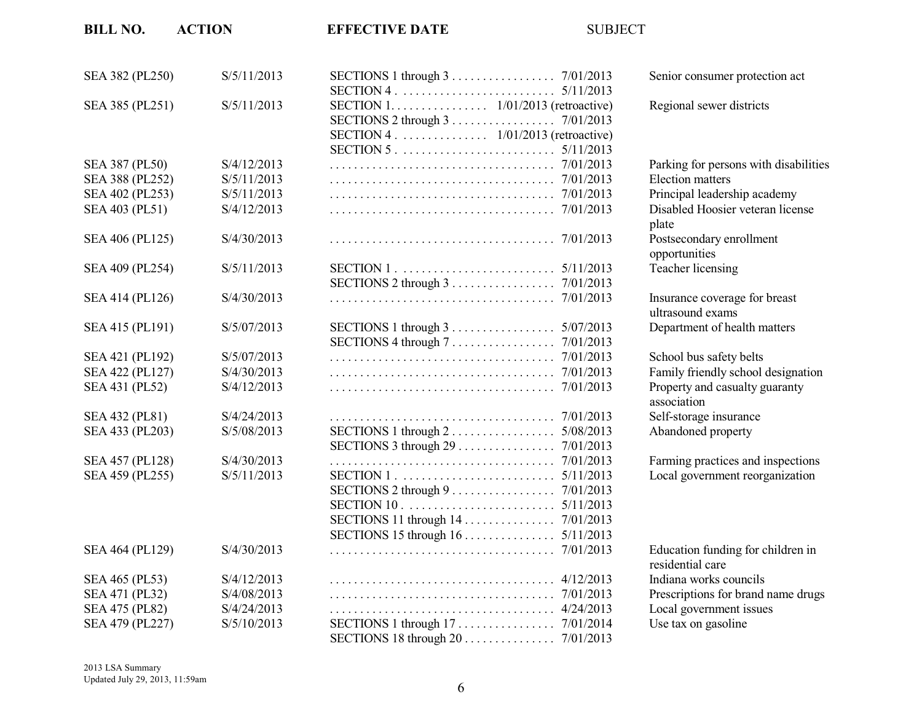| BILL NO. | ACTION | EFFECTIVE DATE | SUBJECT |
|---|---|---|---|
| SEA 382 (PL250) | S/5/11/2013 | SECTIONS 1 through 3 . . . . . . . . . . . . . . . . 7/01/2013<br>SECTION 4 . . . . . . . . . . . . . . . . . . . . . . . . . 5/11/2013 | Senior consumer protection act |
| SEA 385 (PL251) | S/5/11/2013 | SECTION 1. . . . . . . . . . . . . . . . 1/01/2013 (retroactive)<br>SECTIONS 2 through 3 . . . . . . . . . . . . . . . . 7/01/2013<br>SECTION 4 . . . . . . . . . . . . . . 1/01/2013 (retroactive)<br>SECTION 5 . . . . . . . . . . . . . . . . . . . . . . . . . 5/11/2013 | Regional sewer districts |
| SEA 387 (PL50) | S/4/12/2013 | . . . . . . . . . . . . . . . . . . . . . . . . . . . . . . . . . . . . 7/01/2013 | Parking for persons with disabilities |
| SEA 388 (PL252) | S/5/11/2013 | . . . . . . . . . . . . . . . . . . . . . . . . . . . . . . . . . . . . 7/01/2013 | Election matters |
| SEA 402 (PL253) | S/5/11/2013 | . . . . . . . . . . . . . . . . . . . . . . . . . . . . . . . . . . . . 7/01/2013 | Principal leadership academy |
| SEA 403 (PL51) | S/4/12/2013 | . . . . . . . . . . . . . . . . . . . . . . . . . . . . . . . . . . . . 7/01/2013 | Disabled Hoosier veteran license plate |
| SEA 406 (PL125) | S/4/30/2013 | . . . . . . . . . . . . . . . . . . . . . . . . . . . . . . . . . . . . 7/01/2013 | Postsecondary enrollment opportunities |
| SEA 409 (PL254) | S/5/11/2013 | SECTION 1 . . . . . . . . . . . . . . . . . . . . . . . . . 5/11/2013<br>SECTIONS 2 through 3 . . . . . . . . . . . . . . . . 7/01/2013 | Teacher licensing |
| SEA 414 (PL126) | S/4/30/2013 | . . . . . . . . . . . . . . . . . . . . . . . . . . . . . . . . . . . . 7/01/2013 | Insurance coverage for breast ultrasound exams |
| SEA 415 (PL191) | S/5/07/2013 | SECTIONS 1 through 3 . . . . . . . . . . . . . . . . 5/07/2013<br>SECTIONS 4 through 7 . . . . . . . . . . . . . . . . 7/01/2013 | Department of health matters |
| SEA 421 (PL192) | S/5/07/2013 | . . . . . . . . . . . . . . . . . . . . . . . . . . . . . . . . . . . . 7/01/2013 | School bus safety belts |
| SEA 422 (PL127) | S/4/30/2013 | . . . . . . . . . . . . . . . . . . . . . . . . . . . . . . . . . . . . 7/01/2013 | Family friendly school designation |
| SEA 431 (PL52) | S/4/12/2013 | . . . . . . . . . . . . . . . . . . . . . . . . . . . . . . . . . . . . 7/01/2013 | Property and casualty guaranty association |
| SEA 432 (PL81) | S/4/24/2013 | . . . . . . . . . . . . . . . . . . . . . . . . . . . . . . . . . . . . 7/01/2013 | Self-storage insurance |
| SEA 433 (PL203) | S/5/08/2013 | SECTIONS 1 through 2 . . . . . . . . . . . . . . . . 5/08/2013<br>SECTIONS 3 through 29 . . . . . . . . . . . . . . . 7/01/2013 | Abandoned property |
| SEA 457 (PL128) | S/4/30/2013 | . . . . . . . . . . . . . . . . . . . . . . . . . . . . . . . . . . . . 7/01/2013 | Farming practices and inspections |
| SEA 459 (PL255) | S/5/11/2013 | SECTION 1 . . . . . . . . . . . . . . . . . . . . . . . . . 5/11/2013<br>SECTIONS 2 through 9 . . . . . . . . . . . . . . . . 7/01/2013<br>SECTION 10 . . . . . . . . . . . . . . . . . . . . . . . . 5/11/2013<br>SECTIONS 11 through 14 . . . . . . . . . . . . . . 7/01/2013<br>SECTIONS 15 through 16 . . . . . . . . . . . . . . 5/11/2013 | Local government reorganization |
| SEA 464 (PL129) | S/4/30/2013 | . . . . . . . . . . . . . . . . . . . . . . . . . . . . . . . . . . . . 7/01/2013 | Education funding for children in residential care |
| SEA 465 (PL53) | S/4/12/2013 | . . . . . . . . . . . . . . . . . . . . . . . . . . . . . . . . . . . . 4/12/2013 | Indiana works councils |
| SEA 471 (PL32) | S/4/08/2013 | . . . . . . . . . . . . . . . . . . . . . . . . . . . . . . . . . . . . 7/01/2013 | Prescriptions for brand name drugs |
| SEA 475 (PL82) | S/4/24/2013 | . . . . . . . . . . . . . . . . . . . . . . . . . . . . . . . . . . . . 4/24/2013 | Local government issues |
| SEA 479 (PL227) | S/5/10/2013 | SECTIONS 1 through 17 . . . . . . . . . . . . . . . 7/01/2014<br>SECTIONS 18 through 20 . . . . . . . . . . . . . . 7/01/2013 | Use tax on gasoline |

2013 LSA Summary
Updated July 29, 2013, 11:59am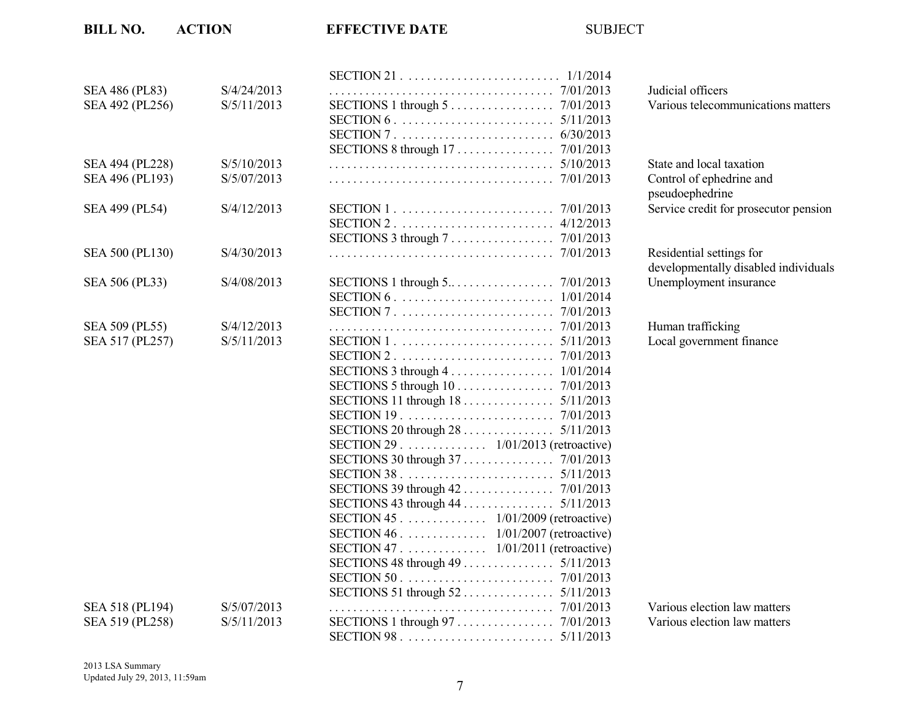| BILL NO. | ACTION | EFFECTIVE DATE | SUBJECT |
|---|---|---|---|
| | | SECTION 21 . . . . . . . . . . . . . . . . . . . . . . . . . 1/1/2014 | |
| SEA 486 (PL83) | S/4/24/2013 | . . . . . . . . . . . . . . . . . . . . . . . . . . . . . . . . . . . . 7/01/2013 | Judicial officers |
| SEA 492 (PL256) | S/5/11/2013 | SECTIONS 1 through 5 . . . . . . . . . . . . . . . . 7/01/2013 | Various telecommunications matters |
| | | SECTION 6 . . . . . . . . . . . . . . . . . . . . . . . . . 5/11/2013 | |
| | | SECTION 7 . . . . . . . . . . . . . . . . . . . . . . . . . 6/30/2013 | |
| | | SECTIONS 8 through 17 . . . . . . . . . . . . . . . 7/01/2013 | |
| SEA 494 (PL228) | S/5/10/2013 | . . . . . . . . . . . . . . . . . . . . . . . . . . . . . . . . . . . . 5/10/2013 | State and local taxation |
| SEA 496 (PL193) | S/5/07/2013 | . . . . . . . . . . . . . . . . . . . . . . . . . . . . . . . . . . . . 7/01/2013 | Control of ephedrine and pseudoephedrine |
| SEA 499 (PL54) | S/4/12/2013 | SECTION 1 . . . . . . . . . . . . . . . . . . . . . . . . . 7/01/2013 | Service credit for prosecutor pension |
| | | SECTION 2 . . . . . . . . . . . . . . . . . . . . . . . . . 4/12/2013 | |
| | | SECTIONS 3 through 7 . . . . . . . . . . . . . . . . 7/01/2013 | |
| SEA 500 (PL130) | S/4/30/2013 | . . . . . . . . . . . . . . . . . . . . . . . . . . . . . . . . . . . . 7/01/2013 | Residential settings for developmentally disabled individuals |
| SEA 506 (PL33) | S/4/08/2013 | SECTIONS 1 through 5.. . . . . . . . . . . . . . . . 7/01/2013 | Unemployment insurance |
| | | SECTION 6 . . . . . . . . . . . . . . . . . . . . . . . . . 1/01/2014 | |
| | | SECTION 7 . . . . . . . . . . . . . . . . . . . . . . . . . 7/01/2013 | |
| SEA 509 (PL55) | S/4/12/2013 | . . . . . . . . . . . . . . . . . . . . . . . . . . . . . . . . . . . . 7/01/2013 | Human trafficking |
| SEA 517 (PL257) | S/5/11/2013 | SECTION 1 . . . . . . . . . . . . . . . . . . . . . . . . . 5/11/2013 | Local government finance |
| | | SECTION 2 . . . . . . . . . . . . . . . . . . . . . . . . . 7/01/2013 | |
| | | SECTIONS 3 through 4 . . . . . . . . . . . . . . . . 1/01/2014 | |
| | | SECTIONS 5 through 10 . . . . . . . . . . . . . . . 7/01/2013 | |
| | | SECTIONS 11 through 18 . . . . . . . . . . . . . . 5/11/2013 | |
| | | SECTION 19 . . . . . . . . . . . . . . . . . . . . . . . . 7/01/2013 | |
| | | SECTIONS 20 through 28 . . . . . . . . . . . . . . 5/11/2013 | |
| | | SECTION 29 . . . . . . . . . . . . . 1/01/2013 (retroactive) | |
| | | SECTIONS 30 through 37 . . . . . . . . . . . . . . 7/01/2013 | |
| | | SECTION 38 . . . . . . . . . . . . . . . . . . . . . . . . 5/11/2013 | |
| | | SECTIONS 39 through 42 . . . . . . . . . . . . . . 7/01/2013 | |
| | | SECTIONS 43 through 44 . . . . . . . . . . . . . . 5/11/2013 | |
| | | SECTION 45 . . . . . . . . . . . . . 1/01/2009 (retroactive) | |
| | | SECTION 46 . . . . . . . . . . . . . 1/01/2007 (retroactive) | |
| | | SECTION 47 . . . . . . . . . . . . . 1/01/2011 (retroactive) | |
| | | SECTIONS 48 through 49 . . . . . . . . . . . . . . 5/11/2013 | |
| | | SECTION 50 . . . . . . . . . . . . . . . . . . . . . . . . 7/01/2013 | |
| | | SECTIONS 51 through 52 . . . . . . . . . . . . . . 5/11/2013 | |
| SEA 518 (PL194) | S/5/07/2013 | . . . . . . . . . . . . . . . . . . . . . . . . . . . . . . . . . . . . 7/01/2013 | Various election law matters |
| SEA 519 (PL258) | S/5/11/2013 | SECTIONS 1 through 97 . . . . . . . . . . . . . . . 7/01/2013 | Various election law matters |
| | | SECTION 98 . . . . . . . . . . . . . . . . . . . . . . . . 5/11/2013 | |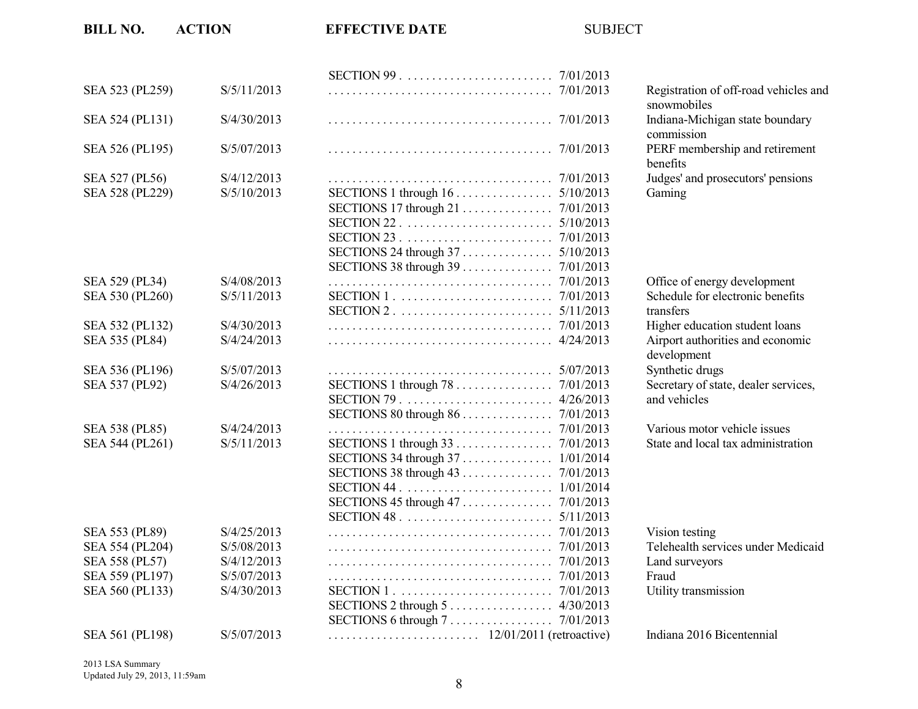| BILL NO. | ACTION | EFFECTIVE DATE | SUBJECT |
|---|---|---|---|
| | | SECTION 99 . . . . . . . . . . . . . . . . . . . . . . . . 7/01/2013 | |
| SEA 523 (PL259) | S/5/11/2013 | . . . . . . . . . . . . . . . . . . . . . . . . . . . . . . . . . . . . 7/01/2013 | Registration of off-road vehicles and snowmobiles |
| SEA 524 (PL131) | S/4/30/2013 | . . . . . . . . . . . . . . . . . . . . . . . . . . . . . . . . . . . . 7/01/2013 | Indiana-Michigan state boundary commission |
| SEA 526 (PL195) | S/5/07/2013 | . . . . . . . . . . . . . . . . . . . . . . . . . . . . . . . . . . . . 7/01/2013 | PERF membership and retirement benefits |
| SEA 527 (PL56) | S/4/12/2013 | . . . . . . . . . . . . . . . . . . . . . . . . . . . . . . . . . . . . 7/01/2013 | Judges' and prosecutors' pensions |
| SEA 528 (PL229) | S/5/10/2013 | SECTIONS 1 through 16 . . . . . . . . . . . . . . . . 5/10/2013 | Gaming |
| | | SECTIONS 17 through 21 . . . . . . . . . . . . . . 7/01/2013 | |
| | | SECTION 22 . . . . . . . . . . . . . . . . . . . . . . . . 5/10/2013 | |
| | | SECTION 23 . . . . . . . . . . . . . . . . . . . . . . . . 7/01/2013 | |
| | | SECTIONS 24 through 37 . . . . . . . . . . . . . . 5/10/2013 | |
| | | SECTIONS 38 through 39 . . . . . . . . . . . . . . 7/01/2013 | |
| SEA 529 (PL34) | S/4/08/2013 | . . . . . . . . . . . . . . . . . . . . . . . . . . . . . . . . . . . . 7/01/2013 | Office of energy development |
| SEA 530 (PL260) | S/5/11/2013 | SECTION 1 . . . . . . . . . . . . . . . . . . . . . . . . . 7/01/2013 | Schedule for electronic benefits transfers |
| | | SECTION 2 . . . . . . . . . . . . . . . . . . . . . . . . . 5/11/2013 | |
| SEA 532 (PL132) | S/4/30/2013 | . . . . . . . . . . . . . . . . . . . . . . . . . . . . . . . . . . . . 7/01/2013 | Higher education student loans |
| SEA 535 (PL84) | S/4/24/2013 | . . . . . . . . . . . . . . . . . . . . . . . . . . . . . . . . . . . . 4/24/2013 | Airport authorities and economic development |
| SEA 536 (PL196) | S/5/07/2013 | . . . . . . . . . . . . . . . . . . . . . . . . . . . . . . . . . . . . 5/07/2013 | Synthetic drugs |
| SEA 537 (PL92) | S/4/26/2013 | SECTIONS 1 through 78 . . . . . . . . . . . . . . . . 7/01/2013 | Secretary of state, dealer services, and vehicles |
| | | SECTION 79 . . . . . . . . . . . . . . . . . . . . . . . . 4/26/2013 | |
| | | SECTIONS 80 through 86 . . . . . . . . . . . . . . 7/01/2013 | |
| SEA 538 (PL85) | S/4/24/2013 | . . . . . . . . . . . . . . . . . . . . . . . . . . . . . . . . . . . . 7/01/2013 | Various motor vehicle issues |
| SEA 544 (PL261) | S/5/11/2013 | SECTIONS 1 through 33 . . . . . . . . . . . . . . . 7/01/2013 | State and local tax administration |
| | | SECTIONS 34 through 37 . . . . . . . . . . . . . . 1/01/2014 | |
| | | SECTIONS 38 through 43 . . . . . . . . . . . . . . 7/01/2013 | |
| | | SECTION 44 . . . . . . . . . . . . . . . . . . . . . . . . 1/01/2014 | |
| | | SECTIONS 45 through 47 . . . . . . . . . . . . . . 7/01/2013 | |
| | | SECTION 48 . . . . . . . . . . . . . . . . . . . . . . . . 5/11/2013 | |
| SEA 553 (PL89) | S/4/25/2013 | . . . . . . . . . . . . . . . . . . . . . . . . . . . . . . . . . . . . 7/01/2013 | Vision testing |
| SEA 554 (PL204) | S/5/08/2013 | . . . . . . . . . . . . . . . . . . . . . . . . . . . . . . . . . . . . 7/01/2013 | Telehealth services under Medicaid |
| SEA 558 (PL57) | S/4/12/2013 | . . . . . . . . . . . . . . . . . . . . . . . . . . . . . . . . . . . . 7/01/2013 | Land surveyors |
| SEA 559 (PL197) | S/5/07/2013 | . . . . . . . . . . . . . . . . . . . . . . . . . . . . . . . . . . . . 7/01/2013 | Fraud |
| SEA 560 (PL133) | S/4/30/2013 | SECTION 1 . . . . . . . . . . . . . . . . . . . . . . . . . 7/01/2013 | Utility transmission |
| | | SECTIONS 2 through 5 . . . . . . . . . . . . . . . . 4/30/2013 | |
| | | SECTIONS 6 through 7 . . . . . . . . . . . . . . . . 7/01/2013 | |
| SEA 561 (PL198) | S/5/07/2013 | . . . . . . . . . . . . . . . . . . . . . . . . 12/01/2011 (retroactive) | Indiana 2016 Bicentennial |

2013 LSA Summary
Updated July 29, 2013, 11:59am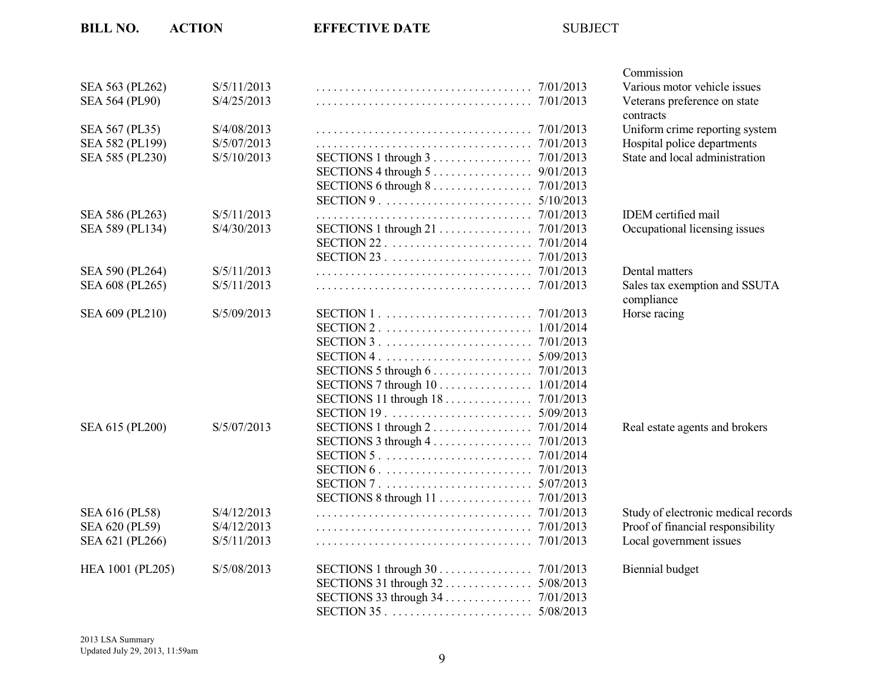| BILL NO. | ACTION | EFFECTIVE DATE | | SUBJECT |
|---|---|---|---|---|
| | | | | Commission |
| SEA 563 (PL262) | S/5/11/2013 | | 7/01/2013 | Various motor vehicle issues |
| SEA 564 (PL90) | S/4/25/2013 | | 7/01/2013 | Veterans preference on state contracts |
| SEA 567 (PL35) | S/4/08/2013 | | 7/01/2013 | Uniform crime reporting system |
| SEA 582 (PL199) | S/5/07/2013 | | 7/01/2013 | Hospital police departments |
| SEA 585 (PL230) | S/5/10/2013 | SECTIONS 1 through 3 | 7/01/2013 | State and local administration |
| | | SECTIONS 4 through 5 | 9/01/2013 | |
| | | SECTIONS 6 through 8 | 7/01/2013 | |
| | | SECTION 9 | 5/10/2013 | |
| SEA 586 (PL263) | S/5/11/2013 | | 7/01/2013 | IDEM certified mail |
| SEA 589 (PL134) | S/4/30/2013 | SECTIONS 1 through 21 | 7/01/2013 | Occupational licensing issues |
| | | SECTION 22 | 7/01/2014 | |
| | | SECTION 23 | 7/01/2013 | |
| SEA 590 (PL264) | S/5/11/2013 | | 7/01/2013 | Dental matters |
| SEA 608 (PL265) | S/5/11/2013 | | 7/01/2013 | Sales tax exemption and SSUTA compliance |
| SEA 609 (PL210) | S/5/09/2013 | SECTION 1 | 7/01/2013 | Horse racing |
| | | SECTION 2 | 1/01/2014 | |
| | | SECTION 3 | 7/01/2013 | |
| | | SECTION 4 | 5/09/2013 | |
| | | SECTIONS 5 through 6 | 7/01/2013 | |
| | | SECTIONS 7 through 10 | 1/01/2014 | |
| | | SECTIONS 11 through 18 | 7/01/2013 | |
| | | SECTION 19 | 5/09/2013 | |
| SEA 615 (PL200) | S/5/07/2013 | SECTIONS 1 through 2 | 7/01/2014 | Real estate agents and brokers |
| | | SECTIONS 3 through 4 | 7/01/2013 | |
| | | SECTION 5 | 7/01/2014 | |
| | | SECTION 6 | 7/01/2013 | |
| | | SECTION 7 | 5/07/2013 | |
| | | SECTIONS 8 through 11 | 7/01/2013 | |
| SEA 616 (PL58) | S/4/12/2013 | | 7/01/2013 | Study of electronic medical records |
| SEA 620 (PL59) | S/4/12/2013 | | 7/01/2013 | Proof of financial responsibility |
| SEA 621 (PL266) | S/5/11/2013 | | 7/01/2013 | Local government issues |
| HEA 1001 (PL205) | S/5/08/2013 | SECTIONS 1 through 30 | 7/01/2013 | Biennial budget |
| | | SECTIONS 31 through 32 | 5/08/2013 | |
| | | SECTIONS 33 through 34 | 7/01/2013 | |
| | | SECTION 35 | 5/08/2013 | |

2013 LSA Summary
Updated July 29, 2013, 11:59am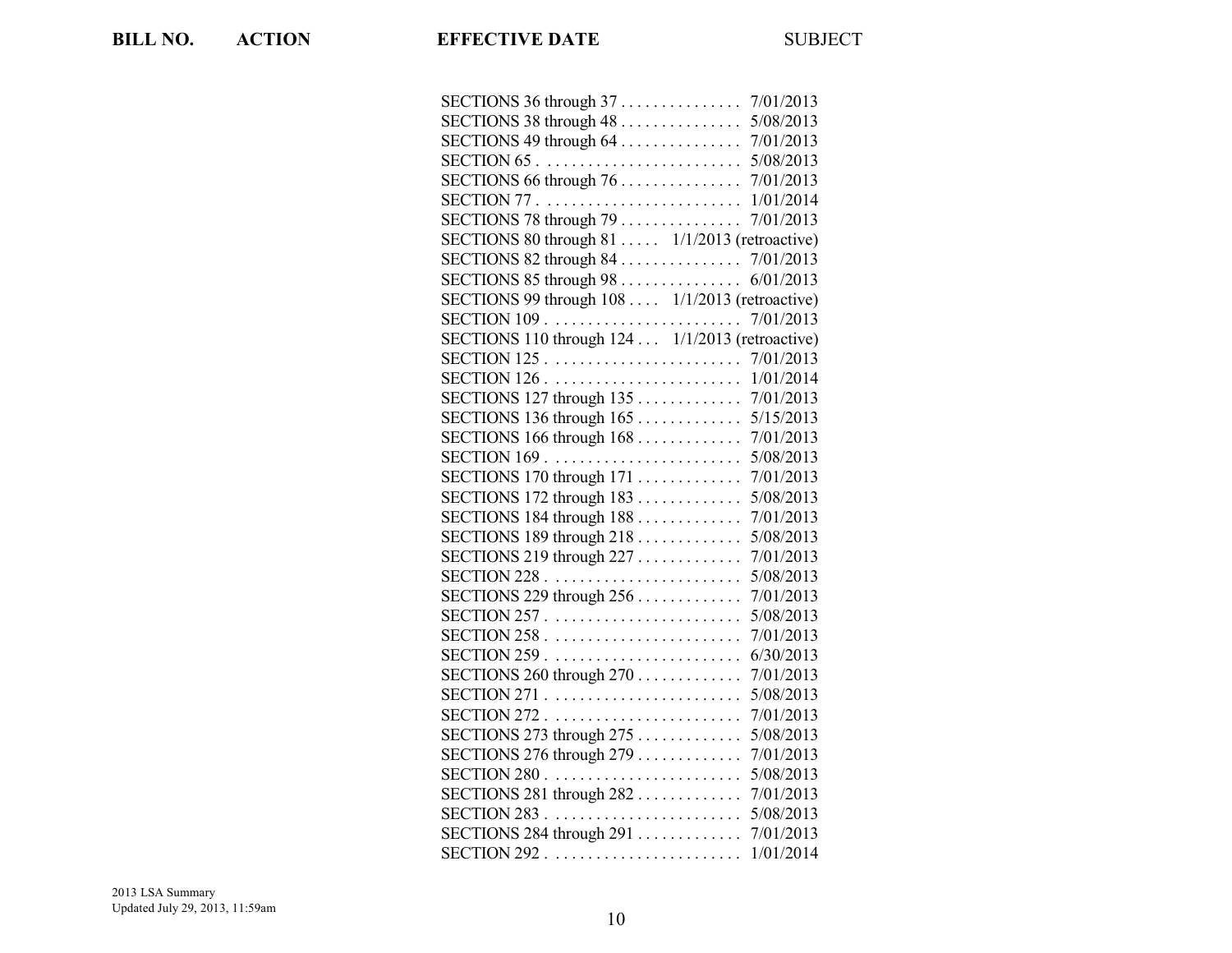| BILL NO. | ACTION | EFFECTIVE DATE | SUBJECT |
|---|---|---|---|
| | | SECTIONS 36 through 37 . . . . . . . . . . . . . . . 7/01/2013 | |
| | | SECTIONS 38 through 48 . . . . . . . . . . . . . . . 5/08/2013 | |
| | | SECTIONS 49 through 64 . . . . . . . . . . . . . . . 7/01/2013 | |
| | | SECTION 65 . . . . . . . . . . . . . . . . . . . . . . . . . 5/08/2013 | |
| | | SECTIONS 66 through 76 . . . . . . . . . . . . . . . 7/01/2013 | |
| | | SECTION 77 . . . . . . . . . . . . . . . . . . . . . . . . . 1/01/2014 | |
| | | SECTIONS 78 through 79 . . . . . . . . . . . . . . . 7/01/2013 | |
| | | SECTIONS 80 through 81 . . . . . 1/1/2013 (retroactive) | |
| | | SECTIONS 82 through 84 . . . . . . . . . . . . . . . 7/01/2013 | |
| | | SECTIONS 85 through 98 . . . . . . . . . . . . . . . 6/01/2013 | |
| | | SECTIONS 99 through 108 . . . . 1/1/2013 (retroactive) | |
| | | SECTION 109 . . . . . . . . . . . . . . . . . . . . . . . 7/01/2013 | |
| | | SECTIONS 110 through 124 . . . 1/1/2013 (retroactive) | |
| | | SECTION 125 . . . . . . . . . . . . . . . . . . . . . . . 7/01/2013 | |
| | | SECTION 126 . . . . . . . . . . . . . . . . . . . . . . . 1/01/2014 | |
| | | SECTIONS 127 through 135 . . . . . . . . . . . . . 7/01/2013 | |
| | | SECTIONS 136 through 165 . . . . . . . . . . . . . 5/15/2013 | |
| | | SECTIONS 166 through 168 . . . . . . . . . . . . . 7/01/2013 | |
| | | SECTION 169 . . . . . . . . . . . . . . . . . . . . . . . 5/08/2013 | |
| | | SECTIONS 170 through 171 . . . . . . . . . . . . . 7/01/2013 | |
| | | SECTIONS 172 through 183 . . . . . . . . . . . . . 5/08/2013 | |
| | | SECTIONS 184 through 188 . . . . . . . . . . . . . 7/01/2013 | |
| | | SECTIONS 189 through 218 . . . . . . . . . . . . . 5/08/2013 | |
| | | SECTIONS 219 through 227 . . . . . . . . . . . . . 7/01/2013 | |
| | | SECTION 228 . . . . . . . . . . . . . . . . . . . . . . . 5/08/2013 | |
| | | SECTIONS 229 through 256 . . . . . . . . . . . . . 7/01/2013 | |
| | | SECTION 257 . . . . . . . . . . . . . . . . . . . . . . . 5/08/2013 | |
| | | SECTION 258 . . . . . . . . . . . . . . . . . . . . . . . 7/01/2013 | |
| | | SECTION 259 . . . . . . . . . . . . . . . . . . . . . . . 6/30/2013 | |
| | | SECTIONS 260 through 270 . . . . . . . . . . . . . 7/01/2013 | |
| | | SECTION 271 . . . . . . . . . . . . . . . . . . . . . . . 5/08/2013 | |
| | | SECTION 272 . . . . . . . . . . . . . . . . . . . . . . . 7/01/2013 | |
| | | SECTIONS 273 through 275 . . . . . . . . . . . . . 5/08/2013 | |
| | | SECTIONS 276 through 279 . . . . . . . . . . . . . 7/01/2013 | |
| | | SECTION 280 . . . . . . . . . . . . . . . . . . . . . . . 5/08/2013 | |
| | | SECTIONS 281 through 282 . . . . . . . . . . . . . 7/01/2013 | |
| | | SECTION 283 . . . . . . . . . . . . . . . . . . . . . . . 5/08/2013 | |
| | | SECTIONS 284 through 291 . . . . . . . . . . . . . 7/01/2013 | |
| | | SECTION 292 . . . . . . . . . . . . . . . . . . . . . . . 1/01/2014 | |

2013 LSA Summary
Updated July 29, 2013, 11:59am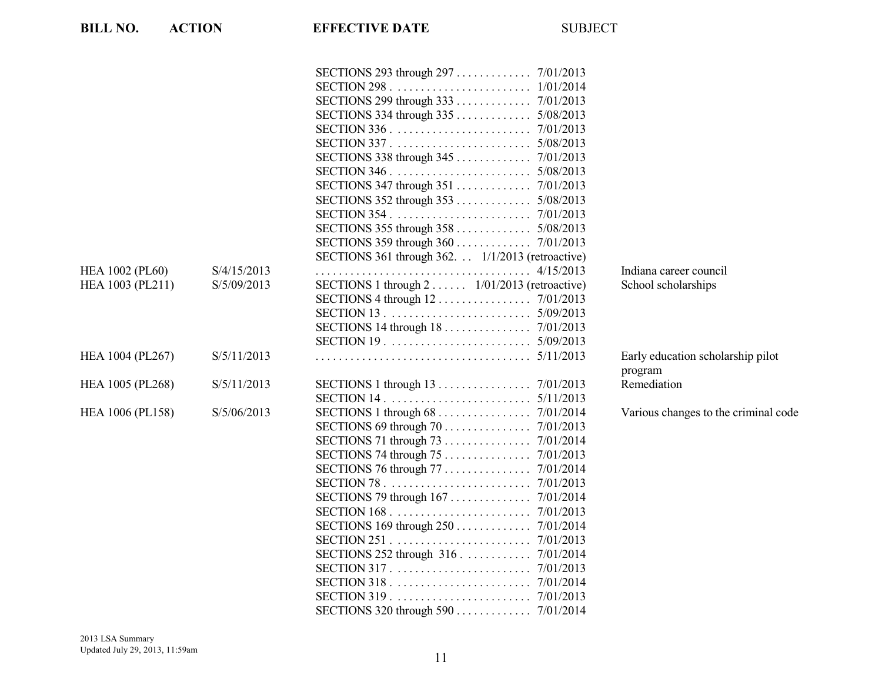| BILL NO. | ACTION | EFFECTIVE DATE | SUBJECT |
|---|---|---|---|
| | | SECTIONS 293 through 297 . . . . . . . . . . . . 7/01/2013 | |
| | | SECTION 298 . . . . . . . . . . . . . . . . . . . . . . . 1/01/2014 | |
| | | SECTIONS 299 through 333 . . . . . . . . . . . . 7/01/2013 | |
| | | SECTIONS 334 through 335 . . . . . . . . . . . . 5/08/2013 | |
| | | SECTION 336 . . . . . . . . . . . . . . . . . . . . . . . 7/01/2013 | |
| | | SECTION 337 . . . . . . . . . . . . . . . . . . . . . . . 5/08/2013 | |
| | | SECTIONS 338 through 345 . . . . . . . . . . . . 7/01/2013 | |
| | | SECTION 346 . . . . . . . . . . . . . . . . . . . . . . . 5/08/2013 | |
| | | SECTIONS 347 through 351 . . . . . . . . . . . . 7/01/2013 | |
| | | SECTIONS 352 through 353 . . . . . . . . . . . . 5/08/2013 | |
| | | SECTION 354 . . . . . . . . . . . . . . . . . . . . . . . 7/01/2013 | |
| | | SECTIONS 355 through 358 . . . . . . . . . . . . 5/08/2013 | |
| | | SECTIONS 359 through 360 . . . . . . . . . . . . 7/01/2013 | |
| | | SECTIONS 361 through 362. . . 1/1/2013 (retroactive) | |
| HEA 1002 (PL60) | S/4/15/2013 | . . . . . . . . . . . . . . . . . . . . . . . . . . . . . . . . . . . . 4/15/2013 | Indiana career council |
| HEA 1003 (PL211) | S/5/09/2013 | SECTIONS 1 through 2 . . . . . . 1/01/2013 (retroactive) | School scholarships |
| | | SECTIONS 4 through 12 . . . . . . . . . . . . . . . 7/01/2013 | |
| | | SECTION 13 . . . . . . . . . . . . . . . . . . . . . . . . 5/09/2013 | |
| | | SECTIONS 14 through 18 . . . . . . . . . . . . . . 7/01/2013 | |
| | | SECTION 19 . . . . . . . . . . . . . . . . . . . . . . . . 5/09/2013 | |
| HEA 1004 (PL267) | S/5/11/2013 | . . . . . . . . . . . . . . . . . . . . . . . . . . . . . . . . . . . . 5/11/2013 | Early education scholarship pilot program |
| HEA 1005 (PL268) | S/5/11/2013 | SECTIONS 1 through 13 . . . . . . . . . . . . . . . 7/01/2013 | Remediation |
| | | SECTION 14 . . . . . . . . . . . . . . . . . . . . . . . . 5/11/2013 | |
| HEA 1006 (PL158) | S/5/06/2013 | SECTIONS 1 through 68 . . . . . . . . . . . . . . . 7/01/2014 | Various changes to the criminal code |
| | | SECTIONS 69 through 70 . . . . . . . . . . . . . . 7/01/2013 | |
| | | SECTIONS 71 through 73 . . . . . . . . . . . . . . 7/01/2014 | |
| | | SECTIONS 74 through 75 . . . . . . . . . . . . . . 7/01/2013 | |
| | | SECTIONS 76 through 77 . . . . . . . . . . . . . . 7/01/2014 | |
| | | SECTION 78 . . . . . . . . . . . . . . . . . . . . . . . . 7/01/2013 | |
| | | SECTIONS 79 through 167 . . . . . . . . . . . . . 7/01/2014 | |
| | | SECTION 168 . . . . . . . . . . . . . . . . . . . . . . . 7/01/2013 | |
| | | SECTIONS 169 through 250 . . . . . . . . . . . . 7/01/2014 | |
| | | SECTION 251 . . . . . . . . . . . . . . . . . . . . . . . 7/01/2013 | |
| | | SECTIONS 252 through 316 . . . . . . . . . . . 7/01/2014 | |
| | | SECTION 317 . . . . . . . . . . . . . . . . . . . . . . . 7/01/2013 | |
| | | SECTION 318 . . . . . . . . . . . . . . . . . . . . . . . 7/01/2014 | |
| | | SECTION 319 . . . . . . . . . . . . . . . . . . . . . . . 7/01/2013 | |
| | | SECTIONS 320 through 590 . . . . . . . . . . . . 7/01/2014 | |

2013 LSA Summary
Updated July 29, 2013, 11:59am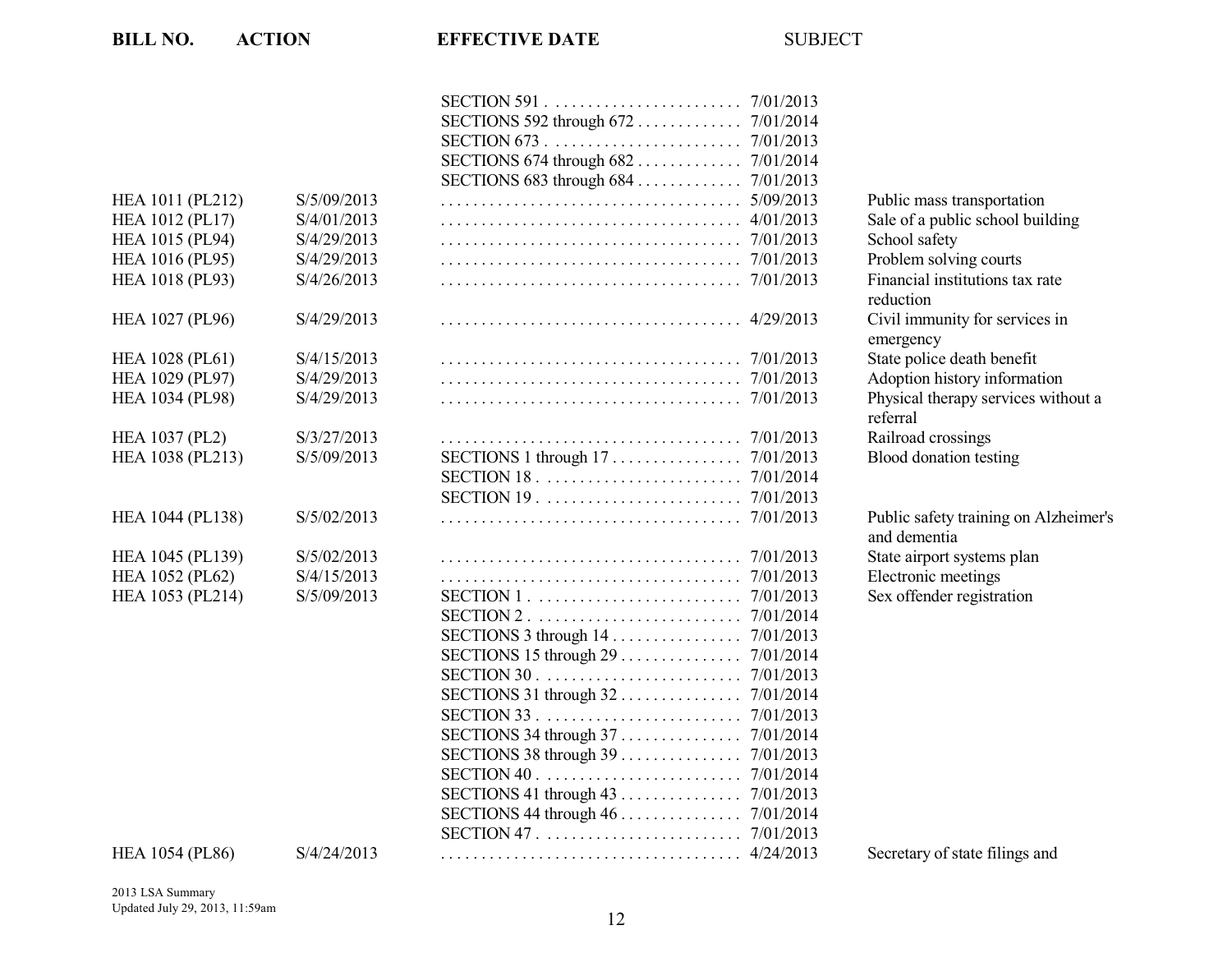| BILL NO. | ACTION | EFFECTIVE DATE | | SUBJECT |
|---|---|---|---|---|
| | | SECTION 591 | 7/01/2013 | |
| | | SECTIONS 592 through 672 | 7/01/2014 | |
| | | SECTION 673 | 7/01/2013 | |
| | | SECTIONS 674 through 682 | 7/01/2014 | |
| | | SECTIONS 683 through 684 | 7/01/2013 | |
| HEA 1011 (PL212) | S/5/09/2013 | | 5/09/2013 | Public mass transportation |
| HEA 1012 (PL17) | S/4/01/2013 | | 4/01/2013 | Sale of a public school building |
| HEA 1015 (PL94) | S/4/29/2013 | | 7/01/2013 | School safety |
| HEA 1016 (PL95) | S/4/29/2013 | | 7/01/2013 | Problem solving courts |
| HEA 1018 (PL93) | S/4/26/2013 | | 7/01/2013 | Financial institutions tax rate reduction |
| HEA 1027 (PL96) | S/4/29/2013 | | 4/29/2013 | Civil immunity for services in emergency |
| HEA 1028 (PL61) | S/4/15/2013 | | 7/01/2013 | State police death benefit |
| HEA 1029 (PL97) | S/4/29/2013 | | 7/01/2013 | Adoption history information |
| HEA 1034 (PL98) | S/4/29/2013 | | 7/01/2013 | Physical therapy services without a referral |
| HEA 1037 (PL2) | S/3/27/2013 | | 7/01/2013 | Railroad crossings |
| HEA 1038 (PL213) | S/5/09/2013 | SECTIONS 1 through 17 | 7/01/2013 | Blood donation testing |
| | | SECTION 18 | 7/01/2014 | |
| | | SECTION 19 | 7/01/2013 | |
| HEA 1044 (PL138) | S/5/02/2013 | | 7/01/2013 | Public safety training on Alzheimer's and dementia |
| HEA 1045 (PL139) | S/5/02/2013 | | 7/01/2013 | State airport systems plan |
| HEA 1052 (PL62) | S/4/15/2013 | | 7/01/2013 | Electronic meetings |
| HEA 1053 (PL214) | S/5/09/2013 | SECTION 1 | 7/01/2013 | Sex offender registration |
| | | SECTION 2 | 7/01/2014 | |
| | | SECTIONS 3 through 14 | 7/01/2013 | |
| | | SECTIONS 15 through 29 | 7/01/2014 | |
| | | SECTION 30 | 7/01/2013 | |
| | | SECTIONS 31 through 32 | 7/01/2014 | |
| | | SECTION 33 | 7/01/2013 | |
| | | SECTIONS 34 through 37 | 7/01/2014 | |
| | | SECTIONS 38 through 39 | 7/01/2013 | |
| | | SECTION 40 | 7/01/2014 | |
| | | SECTIONS 41 through 43 | 7/01/2013 | |
| | | SECTIONS 44 through 46 | 7/01/2014 | |
| | | SECTION 47 | 7/01/2013 | |
| HEA 1054 (PL86) | S/4/24/2013 | | 4/24/2013 | Secretary of state filings and |

2013 LSA Summary
Updated July 29, 2013, 11:59am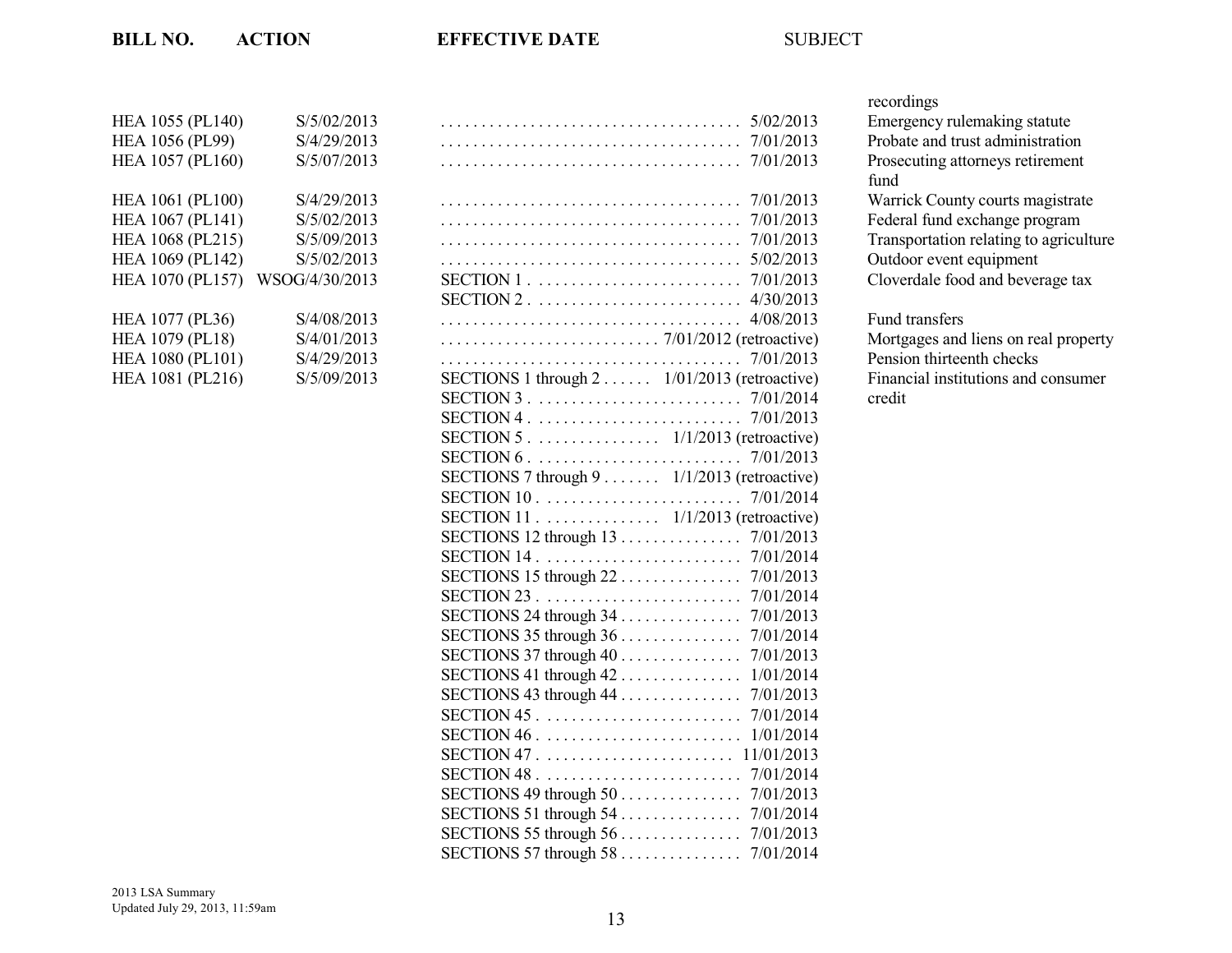| BILL NO. | ACTION | EFFECTIVE DATE | SUBJECT |
|---|---|---|---|
| | | | recordings |
| HEA 1055 (PL140) | S/5/02/2013 | 5/02/2013 | Emergency rulemaking statute |
| HEA 1056 (PL99) | S/4/29/2013 | 7/01/2013 | Probate and trust administration |
| HEA 1057 (PL160) | S/5/07/2013 | 7/01/2013 | Prosecuting attorneys retirement fund |
| HEA 1061 (PL100) | S/4/29/2013 | 7/01/2013 | Warrick County courts magistrate |
| HEA 1067 (PL141) | S/5/02/2013 | 7/01/2013 | Federal fund exchange program |
| HEA 1068 (PL215) | S/5/09/2013 | 7/01/2013 | Transportation relating to agriculture |
| HEA 1069 (PL142) | S/5/02/2013 | 5/02/2013 | Outdoor event equipment |
| HEA 1070 (PL157) | WSOG/4/30/2013 | SECTION 1 . . . 7/01/2013 | Cloverdale food and beverage tax |
| | | SECTION 2 . . . 4/30/2013 | |
| HEA 1077 (PL36) | S/4/08/2013 | 4/08/2013 | Fund transfers |
| HEA 1079 (PL18) | S/4/01/2013 | 7/01/2012 (retroactive) | Mortgages and liens on real property |
| HEA 1080 (PL101) | S/4/29/2013 | 7/01/2013 | Pension thirteenth checks |
| HEA 1081 (PL216) | S/5/09/2013 | SECTIONS 1 through 2 . . . 1/01/2013 (retroactive) | Financial institutions and consumer credit |
| | | SECTION 3 . . . 7/01/2014 | |
| | | SECTION 4 . . . 7/01/2013 | |
| | | SECTION 5 . . . 1/1/2013 (retroactive) | |
| | | SECTION 6 . . . 7/01/2013 | |
| | | SECTIONS 7 through 9 . . . 1/1/2013 (retroactive) | |
| | | SECTION 10 . . . 7/01/2014 | |
| | | SECTION 11 . . . 1/1/2013 (retroactive) | |
| | | SECTIONS 12 through 13 . . . 7/01/2013 | |
| | | SECTION 14 . . . 7/01/2014 | |
| | | SECTIONS 15 through 22 . . . 7/01/2013 | |
| | | SECTION 23 . . . 7/01/2014 | |
| | | SECTIONS 24 through 34 . . . 7/01/2013 | |
| | | SECTIONS 35 through 36 . . . 7/01/2014 | |
| | | SECTIONS 37 through 40 . . . 7/01/2013 | |
| | | SECTIONS 41 through 42 . . . 1/01/2014 | |
| | | SECTIONS 43 through 44 . . . 7/01/2013 | |
| | | SECTION 45 . . . 7/01/2014 | |
| | | SECTION 46 . . . 1/01/2014 | |
| | | SECTION 47 . . . 11/01/2013 | |
| | | SECTION 48 . . . 7/01/2014 | |
| | | SECTIONS 49 through 50 . . . 7/01/2013 | |
| | | SECTIONS 51 through 54 . . . 7/01/2014 | |
| | | SECTIONS 55 through 56 . . . 7/01/2013 | |
| | | SECTIONS 57 through 58 . . . 7/01/2014 | |

2013 LSA Summary
Updated July 29, 2013, 11:59am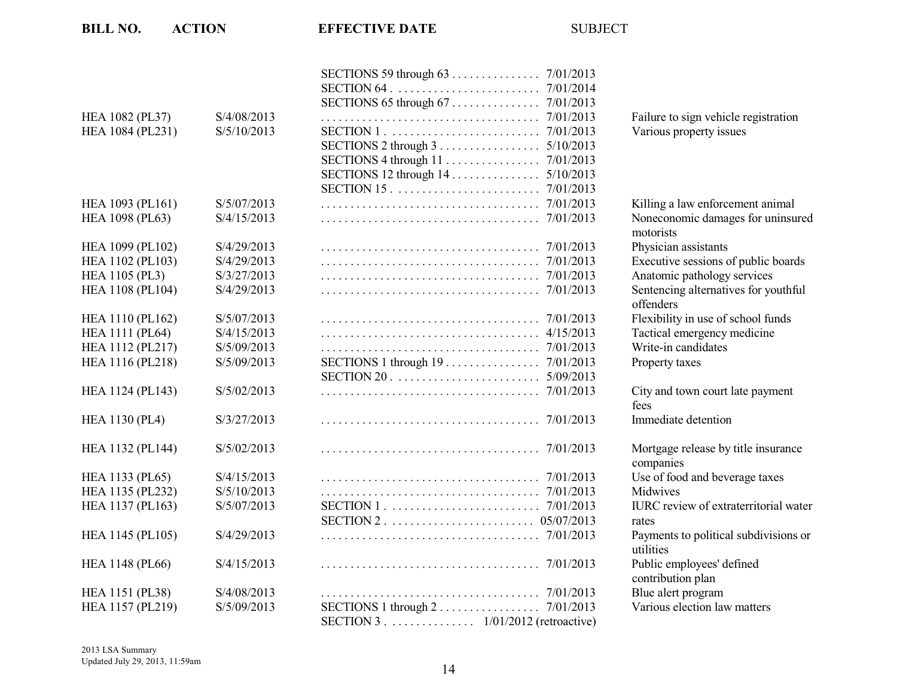| BILL NO. | ACTION | EFFECTIVE DATE | SUBJECT |
|---|---|---|---|
| | | SECTIONS 59 through 63 . . . . . . . . . . . . . . 7/01/2013 | |
| | | SECTION 64 . . . . . . . . . . . . . . . . . . . . . . . . 7/01/2014 | |
| | | SECTIONS 65 through 67 . . . . . . . . . . . . . . 7/01/2013 | |
| HEA 1082 (PL37) | S/4/08/2013 | . . . . . . . . . . . . . . . . . . . . . . . . . . . . . . . . . . . . 7/01/2013 | Failure to sign vehicle registration |
| HEA 1084 (PL231) | S/5/10/2013 | SECTION 1 . . . . . . . . . . . . . . . . . . . . . . . . 7/01/2013 | Various property issues |
| | | SECTIONS 2 through 3 . . . . . . . . . . . . . . . . 5/10/2013 | |
| | | SECTIONS 4 through 11 . . . . . . . . . . . . . . . 7/01/2013 | |
| | | SECTIONS 12 through 14 . . . . . . . . . . . . . . 5/10/2013 | |
| | | SECTION 15 . . . . . . . . . . . . . . . . . . . . . . . . 7/01/2013 | |
| HEA 1093 (PL161) | S/5/07/2013 | . . . . . . . . . . . . . . . . . . . . . . . . . . . . . . . . . . . . 7/01/2013 | Killing a law enforcement animal |
| HEA 1098 (PL63) | S/4/15/2013 | . . . . . . . . . . . . . . . . . . . . . . . . . . . . . . . . . . . . 7/01/2013 | Noneconomic damages for uninsured motorists |
| HEA 1099 (PL102) | S/4/29/2013 | . . . . . . . . . . . . . . . . . . . . . . . . . . . . . . . . . . . . 7/01/2013 | Physician assistants |
| HEA 1102 (PL103) | S/4/29/2013 | . . . . . . . . . . . . . . . . . . . . . . . . . . . . . . . . . . . . 7/01/2013 | Executive sessions of public boards |
| HEA 1105 (PL3) | S/3/27/2013 | . . . . . . . . . . . . . . . . . . . . . . . . . . . . . . . . . . . . 7/01/2013 | Anatomic pathology services |
| HEA 1108 (PL104) | S/4/29/2013 | . . . . . . . . . . . . . . . . . . . . . . . . . . . . . . . . . . . . 7/01/2013 | Sentencing alternatives for youthful offenders |
| HEA 1110 (PL162) | S/5/07/2013 | . . . . . . . . . . . . . . . . . . . . . . . . . . . . . . . . . . . . 7/01/2013 | Flexibility in use of school funds |
| HEA 1111 (PL64) | S/4/15/2013 | . . . . . . . . . . . . . . . . . . . . . . . . . . . . . . . . . . . . 4/15/2013 | Tactical emergency medicine |
| HEA 1112 (PL217) | S/5/09/2013 | . . . . . . . . . . . . . . . . . . . . . . . . . . . . . . . . . . . . 7/01/2013 | Write-in candidates |
| HEA 1116 (PL218) | S/5/09/2013 | SECTIONS 1 through 19 . . . . . . . . . . . . . . . 7/01/2013 | Property taxes |
| | | SECTION 20 . . . . . . . . . . . . . . . . . . . . . . . . 5/09/2013 | |
| HEA 1124 (PL143) | S/5/02/2013 | . . . . . . . . . . . . . . . . . . . . . . . . . . . . . . . . . . . . 7/01/2013 | City and town court late payment fees |
| HEA 1130 (PL4) | S/3/27/2013 | . . . . . . . . . . . . . . . . . . . . . . . . . . . . . . . . . . . . 7/01/2013 | Immediate detention |
| HEA 1132 (PL144) | S/5/02/2013 | . . . . . . . . . . . . . . . . . . . . . . . . . . . . . . . . . . . . 7/01/2013 | Mortgage release by title insurance companies |
| HEA 1133 (PL65) | S/4/15/2013 | . . . . . . . . . . . . . . . . . . . . . . . . . . . . . . . . . . . . 7/01/2013 | Use of food and beverage taxes |
| HEA 1135 (PL232) | S/5/10/2013 | . . . . . . . . . . . . . . . . . . . . . . . . . . . . . . . . . . . . 7/01/2013 | Midwives |
| HEA 1137 (PL163) | S/5/07/2013 | SECTION 1 . . . . . . . . . . . . . . . . . . . . . . . . 7/01/2013 | IURC review of extraterritorial water rates |
| | | SECTION 2 . . . . . . . . . . . . . . . . . . . . . . . . 05/07/2013 | |
| HEA 1145 (PL105) | S/4/29/2013 | . . . . . . . . . . . . . . . . . . . . . . . . . . . . . . . . . . . . 7/01/2013 | Payments to political subdivisions or utilities |
| HEA 1148 (PL66) | S/4/15/2013 | . . . . . . . . . . . . . . . . . . . . . . . . . . . . . . . . . . . . 7/01/2013 | Public employees' defined contribution plan |
| HEA 1151 (PL38) | S/4/08/2013 | . . . . . . . . . . . . . . . . . . . . . . . . . . . . . . . . . . . . 7/01/2013 | Blue alert program |
| HEA 1157 (PL219) | S/5/09/2013 | SECTIONS 1 through 2 . . . . . . . . . . . . . . . . 7/01/2013 | Various election law matters |
| | | SECTION 3 . . . . . . . . . . . . . . 1/01/2012 (retroactive) | |

2013 LSA Summary
Updated July 29, 2013, 11:59am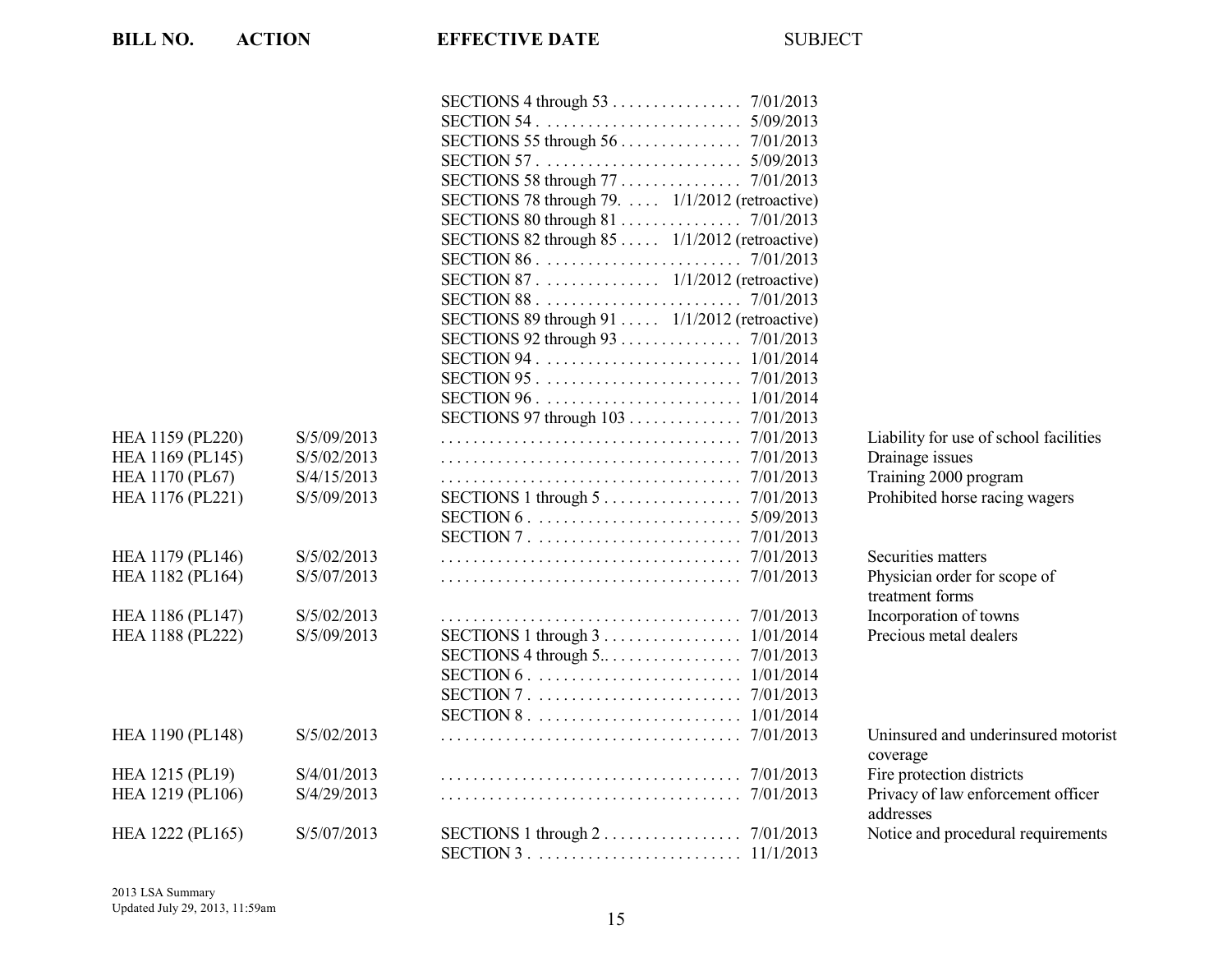| BILL NO. | ACTION | EFFECTIVE DATE | SUBJECT |
|---|---|---|---|
| | | SECTIONS 4 through 53 . . . . . . . . . . . . . . . 7/01/2013 | |
| | | SECTION 54 . . . . . . . . . . . . . . . . . . . . . . . . 5/09/2013 | |
| | | SECTIONS 55 through 56 . . . . . . . . . . . . . . 7/01/2013 | |
| | | SECTION 57 . . . . . . . . . . . . . . . . . . . . . . . . 5/09/2013 | |
| | | SECTIONS 58 through 77 . . . . . . . . . . . . . . 7/01/2013 | |
| | | SECTIONS 78 through 79. . . . . 1/1/2012 (retroactive) | |
| | | SECTIONS 80 through 81 . . . . . . . . . . . . . . 7/01/2013 | |
| | | SECTIONS 82 through 85 . . . . . 1/1/2012 (retroactive) | |
| | | SECTION 86 . . . . . . . . . . . . . . . . . . . . . . . . 7/01/2013 | |
| | | SECTION 87 . . . . . . . . . . . . . . 1/1/2012 (retroactive) | |
| | | SECTION 88 . . . . . . . . . . . . . . . . . . . . . . . . 7/01/2013 | |
| | | SECTIONS 89 through 91 . . . . . 1/1/2012 (retroactive) | |
| | | SECTIONS 92 through 93 . . . . . . . . . . . . . . 7/01/2013 | |
| | | SECTION 94 . . . . . . . . . . . . . . . . . . . . . . . . 1/01/2014 | |
| | | SECTION 95 . . . . . . . . . . . . . . . . . . . . . . . . 7/01/2013 | |
| | | SECTION 96 . . . . . . . . . . . . . . . . . . . . . . . . 1/01/2014 | |
| | | SECTIONS 97 through 103 . . . . . . . . . . . . . 7/01/2013 | |
| HEA 1159 (PL220) | S/5/09/2013 | . . . . . . . . . . . . . . . . . . . . . . . . . . . . . . . . . . . . 7/01/2013 | Liability for use of school facilities |
| HEA 1169 (PL145) | S/5/02/2013 | . . . . . . . . . . . . . . . . . . . . . . . . . . . . . . . . . . . . 7/01/2013 | Drainage issues |
| HEA 1170 (PL67) | S/4/15/2013 | . . . . . . . . . . . . . . . . . . . . . . . . . . . . . . . . . . . . 7/01/2013 | Training 2000 program |
| HEA 1176 (PL221) | S/5/09/2013 | SECTIONS 1 through 5 . . . . . . . . . . . . . . . . 7/01/2013 | Prohibited horse racing wagers |
| | | SECTION 6 . . . . . . . . . . . . . . . . . . . . . . . . . 5/09/2013 | |
| | | SECTION 7 . . . . . . . . . . . . . . . . . . . . . . . . . 7/01/2013 | |
| HEA 1179 (PL146) | S/5/02/2013 | . . . . . . . . . . . . . . . . . . . . . . . . . . . . . . . . . . . . 7/01/2013 | Securities matters |
| HEA 1182 (PL164) | S/5/07/2013 | . . . . . . . . . . . . . . . . . . . . . . . . . . . . . . . . . . . . 7/01/2013 | Physician order for scope of treatment forms |
| HEA 1186 (PL147) | S/5/02/2013 | . . . . . . . . . . . . . . . . . . . . . . . . . . . . . . . . . . . . 7/01/2013 | Incorporation of towns |
| HEA 1188 (PL222) | S/5/09/2013 | SECTIONS 1 through 3 . . . . . . . . . . . . . . . . 1/01/2014 | Precious metal dealers |
| | | SECTIONS 4 through 5.. . . . . . . . . . . . . . . . 7/01/2013 | |
| | | SECTION 6 . . . . . . . . . . . . . . . . . . . . . . . . . 1/01/2014 | |
| | | SECTION 7 . . . . . . . . . . . . . . . . . . . . . . . . . 7/01/2013 | |
| | | SECTION 8 . . . . . . . . . . . . . . . . . . . . . . . . . 1/01/2014 | |
| HEA 1190 (PL148) | S/5/02/2013 | . . . . . . . . . . . . . . . . . . . . . . . . . . . . . . . . . . . . 7/01/2013 | Uninsured and underinsured motorist coverage |
| HEA 1215 (PL19) | S/4/01/2013 | . . . . . . . . . . . . . . . . . . . . . . . . . . . . . . . . . . . . 7/01/2013 | Fire protection districts |
| HEA 1219 (PL106) | S/4/29/2013 | . . . . . . . . . . . . . . . . . . . . . . . . . . . . . . . . . . . . 7/01/2013 | Privacy of law enforcement officer addresses |
| HEA 1222 (PL165) | S/5/07/2013 | SECTIONS 1 through 2 . . . . . . . . . . . . . . . . 7/01/2013 | Notice and procedural requirements |
| | | SECTION 3 . . . . . . . . . . . . . . . . . . . . . . . . . 11/1/2013 | |

2013 LSA Summary
Updated July 29, 2013, 11:59am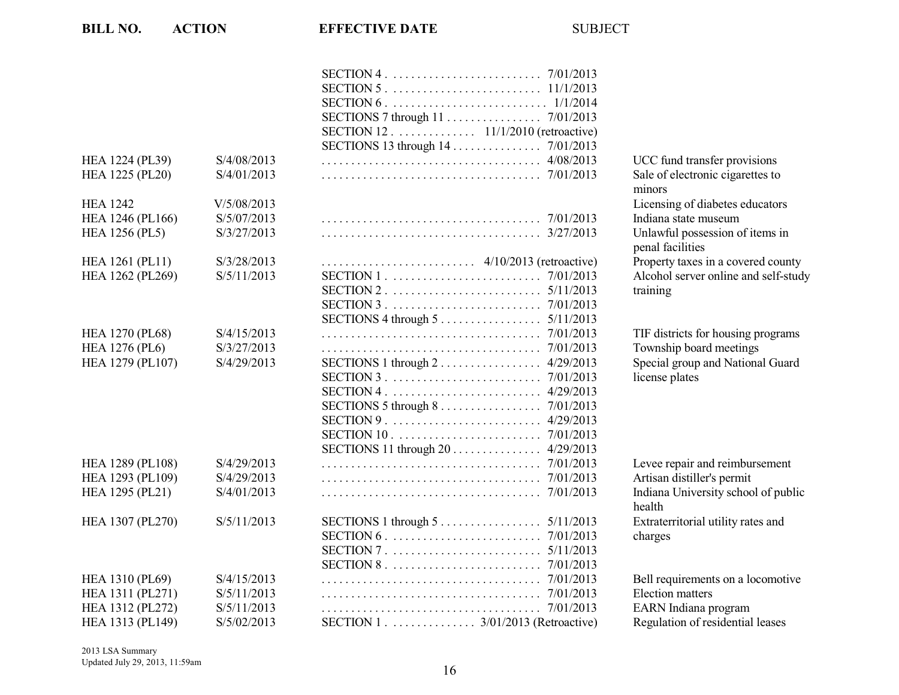| BILL NO. | ACTION | EFFECTIVE DATE | SUBJECT |
|---|---|---|---|
| | | SECTION 4 . . . . . . . . . . . . . . . . . . . . . . . . . 7/01/2013 | |
| | | SECTION 5 . . . . . . . . . . . . . . . . . . . . . . . . . 11/1/2013 | |
| | | SECTION 6 . . . . . . . . . . . . . . . . . . . . . . . . . . 1/1/2014 | |
| | | SECTIONS 7 through 11 . . . . . . . . . . . . . . . 7/01/2013 | |
| | | SECTION 12 . . . . . . . . . . . . . 11/1/2010 (retroactive) | |
| | | SECTIONS 13 through 14 . . . . . . . . . . . . . . 7/01/2013 | |
| HEA 1224 (PL39) | S/4/08/2013 | . . . . . . . . . . . . . . . . . . . . . . . . . . . . . . . . . . . . 4/08/2013 | UCC fund transfer provisions |
| HEA 1225 (PL20) | S/4/01/2013 | . . . . . . . . . . . . . . . . . . . . . . . . . . . . . . . . . . . . 7/01/2013 | Sale of electronic cigarettes to minors |
| HEA 1242 | V/5/08/2013 | | Licensing of diabetes educators |
| HEA 1246 (PL166) | S/5/07/2013 | . . . . . . . . . . . . . . . . . . . . . . . . . . . . . . . . . . . . 7/01/2013 | Indiana state museum |
| HEA 1256 (PL5) | S/3/27/2013 | . . . . . . . . . . . . . . . . . . . . . . . . . . . . . . . . . . . . 3/27/2013 | Unlawful possession of items in penal facilities |
| HEA 1261 (PL11) | S/3/28/2013 | . . . . . . . . . . . . . . . . . . . . . . . . . 4/10/2013 (retroactive) | Property taxes in a covered county |
| HEA 1262 (PL269) | S/5/11/2013 | SECTION 1 . . . . . . . . . . . . . . . . . . . . . . . . . 7/01/2013 | Alcohol server online and self-study training |
| | | SECTION 2 . . . . . . . . . . . . . . . . . . . . . . . . . 5/11/2013 | |
| | | SECTION 3 . . . . . . . . . . . . . . . . . . . . . . . . . 7/01/2013 | |
| | | SECTIONS 4 through 5 . . . . . . . . . . . . . . . . 5/11/2013 | |
| HEA 1270 (PL68) | S/4/15/2013 | . . . . . . . . . . . . . . . . . . . . . . . . . . . . . . . . . . . . 7/01/2013 | TIF districts for housing programs |
| HEA 1276 (PL6) | S/3/27/2013 | . . . . . . . . . . . . . . . . . . . . . . . . . . . . . . . . . . . . 7/01/2013 | Township board meetings |
| HEA 1279 (PL107) | S/4/29/2013 | SECTIONS 1 through 2 . . . . . . . . . . . . . . . . 4/29/2013 | Special group and National Guard license plates |
| | | SECTION 3 . . . . . . . . . . . . . . . . . . . . . . . . . 7/01/2013 | |
| | | SECTION 4 . . . . . . . . . . . . . . . . . . . . . . . . . 4/29/2013 | |
| | | SECTIONS 5 through 8 . . . . . . . . . . . . . . . . 7/01/2013 | |
| | | SECTION 9 . . . . . . . . . . . . . . . . . . . . . . . . . 4/29/2013 | |
| | | SECTION 10 . . . . . . . . . . . . . . . . . . . . . . . . 7/01/2013 | |
| | | SECTIONS 11 through 20 . . . . . . . . . . . . . . 4/29/2013 | |
| HEA 1289 (PL108) | S/4/29/2013 | . . . . . . . . . . . . . . . . . . . . . . . . . . . . . . . . . . . . 7/01/2013 | Levee repair and reimbursement |
| HEA 1293 (PL109) | S/4/29/2013 | . . . . . . . . . . . . . . . . . . . . . . . . . . . . . . . . . . . . 7/01/2013 | Artisan distiller's permit |
| HEA 1295 (PL21) | S/4/01/2013 | . . . . . . . . . . . . . . . . . . . . . . . . . . . . . . . . . . . . 7/01/2013 | Indiana University school of public health |
| HEA 1307 (PL270) | S/5/11/2013 | SECTIONS 1 through 5 . . . . . . . . . . . . . . . . 5/11/2013 | Extraterritorial utility rates and charges |
| | | SECTION 6 . . . . . . . . . . . . . . . . . . . . . . . . . 7/01/2013 | |
| | | SECTION 7 . . . . . . . . . . . . . . . . . . . . . . . . . 5/11/2013 | |
| | | SECTION 8 . . . . . . . . . . . . . . . . . . . . . . . . . 7/01/2013 | |
| HEA 1310 (PL69) | S/4/15/2013 | . . . . . . . . . . . . . . . . . . . . . . . . . . . . . . . . . . . . 7/01/2013 | Bell requirements on a locomotive |
| HEA 1311 (PL271) | S/5/11/2013 | . . . . . . . . . . . . . . . . . . . . . . . . . . . . . . . . . . . . 7/01/2013 | Election matters |
| HEA 1312 (PL272) | S/5/11/2013 | . . . . . . . . . . . . . . . . . . . . . . . . . . . . . . . . . . . . 7/01/2013 | EARN Indiana program |
| HEA 1313 (PL149) | S/5/02/2013 | SECTION 1 . . . . . . . . . . . . . . 3/01/2013 (Retroactive) | Regulation of residential leases |

2013 LSA Summary
Updated July 29, 2013, 11:59am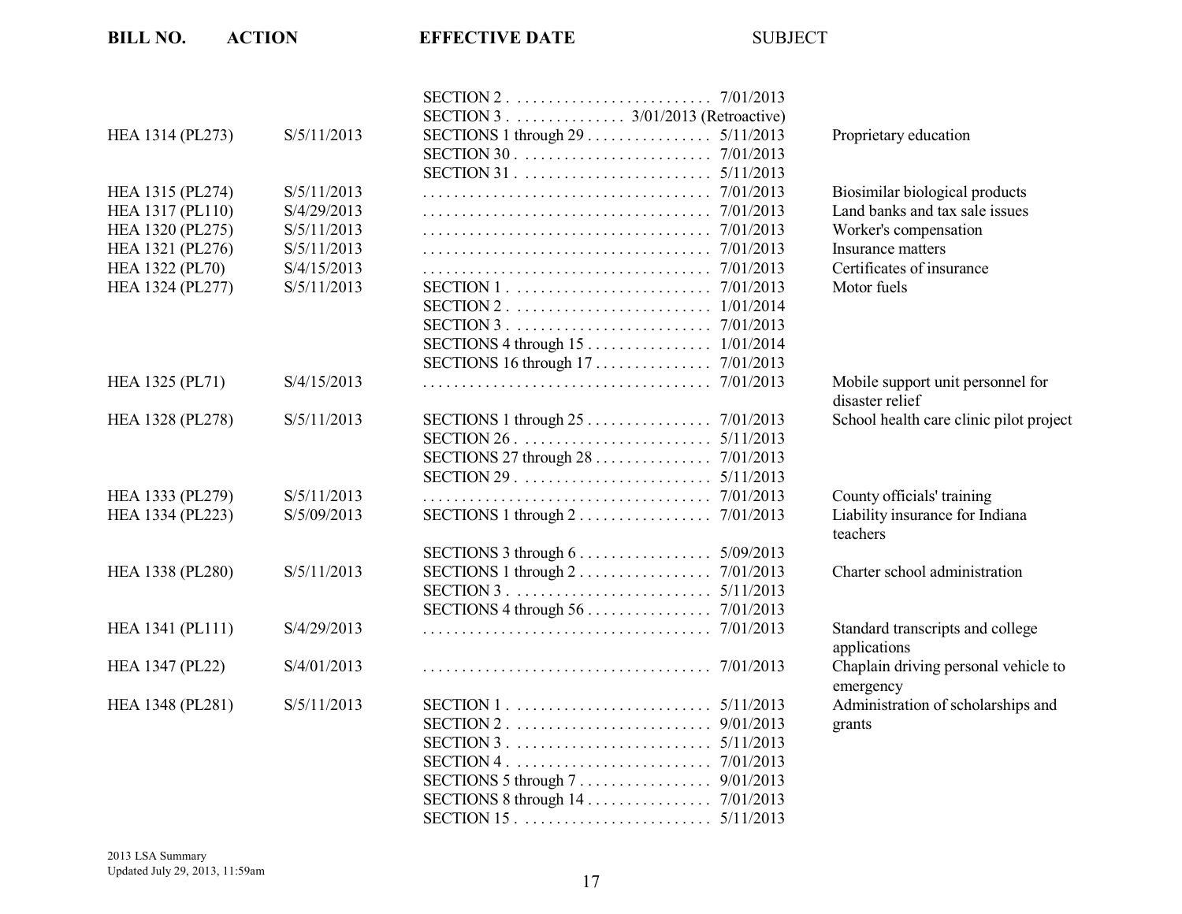| BILL NO. | ACTION | EFFECTIVE DATE | SUBJECT |
|---|---|---|---|
| | | SECTION 2 . . . . . . . . . . . . . . . . . . . . . . . . . 7/01/2013 | |
| | | SECTION 3 . . . . . . . . . . . . . . 3/01/2013 (Retroactive) | |
| HEA 1314 (PL273) | S/5/11/2013 | SECTIONS 1 through 29 . . . . . . . . . . . . . . . 5/11/2013 | Proprietary education |
| | | SECTION 30 . . . . . . . . . . . . . . . . . . . . . . . . 7/01/2013 | |
| | | SECTION 31 . . . . . . . . . . . . . . . . . . . . . . . . 5/11/2013 | |
| HEA 1315 (PL274) | S/5/11/2013 | . . . . . . . . . . . . . . . . . . . . . . . . . . . . . . . . . . . . 7/01/2013 | Biosimilar biological products |
| HEA 1317 (PL110) | S/4/29/2013 | . . . . . . . . . . . . . . . . . . . . . . . . . . . . . . . . . . . . 7/01/2013 | Land banks and tax sale issues |
| HEA 1320 (PL275) | S/5/11/2013 | . . . . . . . . . . . . . . . . . . . . . . . . . . . . . . . . . . . . 7/01/2013 | Worker's compensation |
| HEA 1321 (PL276) | S/5/11/2013 | . . . . . . . . . . . . . . . . . . . . . . . . . . . . . . . . . . . . 7/01/2013 | Insurance matters |
| HEA 1322 (PL70) | S/4/15/2013 | . . . . . . . . . . . . . . . . . . . . . . . . . . . . . . . . . . . . 7/01/2013 | Certificates of insurance |
| HEA 1324 (PL277) | S/5/11/2013 | SECTION 1 . . . . . . . . . . . . . . . . . . . . . . . . . 7/01/2013 | Motor fuels |
| | | SECTION 2 . . . . . . . . . . . . . . . . . . . . . . . . . 1/01/2014 | |
| | | SECTION 3 . . . . . . . . . . . . . . . . . . . . . . . . . 7/01/2013 | |
| | | SECTIONS 4 through 15 . . . . . . . . . . . . . . . 1/01/2014 | |
| | | SECTIONS 16 through 17 . . . . . . . . . . . . . . 7/01/2013 | |
| HEA 1325 (PL71) | S/4/15/2013 | . . . . . . . . . . . . . . . . . . . . . . . . . . . . . . . . . . . . 7/01/2013 | Mobile support unit personnel for disaster relief |
| HEA 1328 (PL278) | S/5/11/2013 | SECTIONS 1 through 25 . . . . . . . . . . . . . . . 7/01/2013 | School health care clinic pilot project |
| | | SECTION 26 . . . . . . . . . . . . . . . . . . . . . . . . 5/11/2013 | |
| | | SECTIONS 27 through 28 . . . . . . . . . . . . . . 7/01/2013 | |
| | | SECTION 29 . . . . . . . . . . . . . . . . . . . . . . . . 5/11/2013 | |
| HEA 1333 (PL279) | S/5/11/2013 | . . . . . . . . . . . . . . . . . . . . . . . . . . . . . . . . . . . . 7/01/2013 | County officials' training |
| HEA 1334 (PL223) | S/5/09/2013 | SECTIONS 1 through 2 . . . . . . . . . . . . . . . . 7/01/2013 | Liability insurance for Indiana teachers |
| | | SECTIONS 3 through 6 . . . . . . . . . . . . . . . . 5/09/2013 | |
| HEA 1338 (PL280) | S/5/11/2013 | SECTIONS 1 through 2 . . . . . . . . . . . . . . . . 7/01/2013 | Charter school administration |
| | | SECTION 3 . . . . . . . . . . . . . . . . . . . . . . . . . 5/11/2013 | |
| | | SECTIONS 4 through 56 . . . . . . . . . . . . . . . 7/01/2013 | |
| HEA 1341 (PL111) | S/4/29/2013 | . . . . . . . . . . . . . . . . . . . . . . . . . . . . . . . . . . . . 7/01/2013 | Standard transcripts and college applications |
| HEA 1347 (PL22) | S/4/01/2013 | . . . . . . . . . . . . . . . . . . . . . . . . . . . . . . . . . . . . 7/01/2013 | Chaplain driving personal vehicle to emergency |
| HEA 1348 (PL281) | S/5/11/2013 | SECTION 1 . . . . . . . . . . . . . . . . . . . . . . . . . 5/11/2013 | Administration of scholarships and grants |
| | | SECTION 2 . . . . . . . . . . . . . . . . . . . . . . . . . 9/01/2013 | |
| | | SECTION 3 . . . . . . . . . . . . . . . . . . . . . . . . . 5/11/2013 | |
| | | SECTION 4 . . . . . . . . . . . . . . . . . . . . . . . . . 7/01/2013 | |
| | | SECTIONS 5 through 7 . . . . . . . . . . . . . . . . 9/01/2013 | |
| | | SECTIONS 8 through 14 . . . . . . . . . . . . . . . 7/01/2013 | |
| | | SECTION 15 . . . . . . . . . . . . . . . . . . . . . . . . 5/11/2013 | |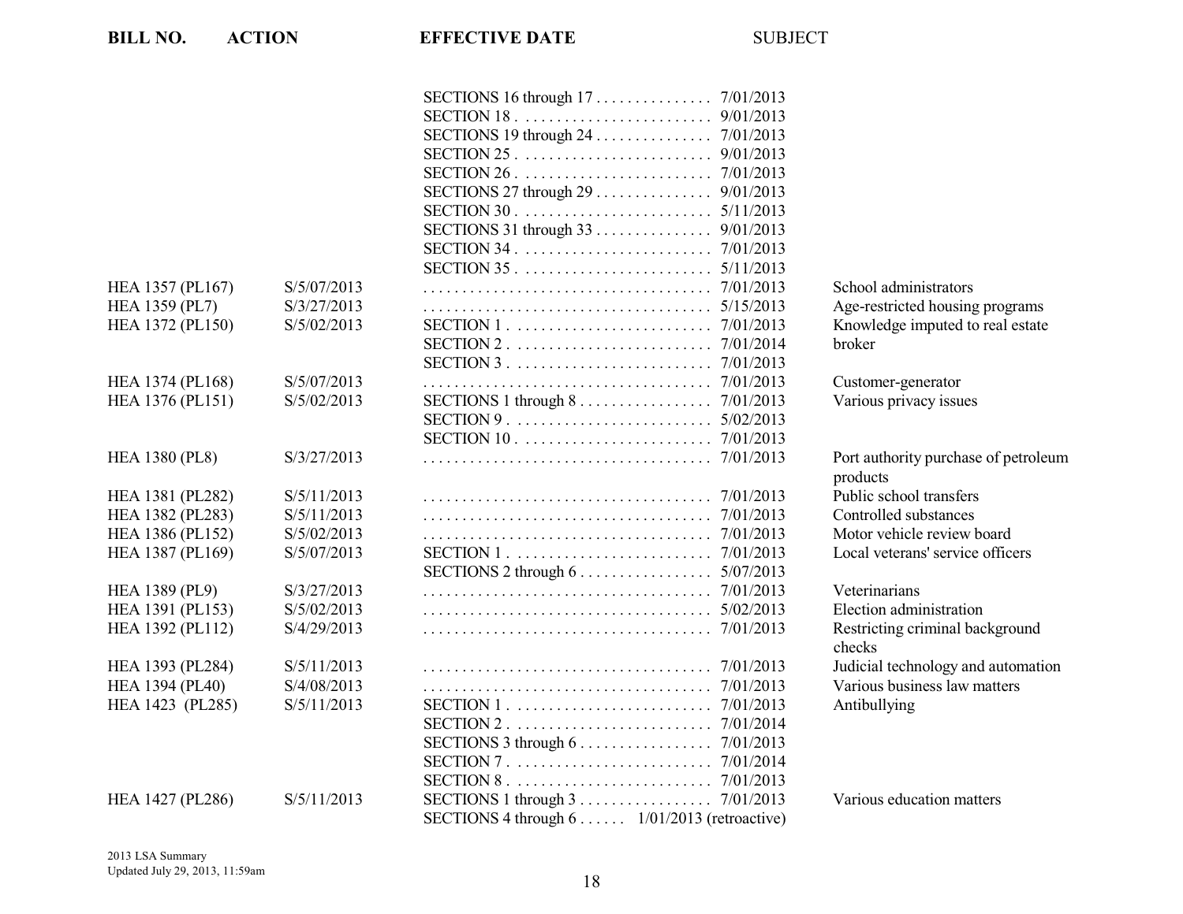| BILL NO. | ACTION | EFFECTIVE DATE | SUBJECT |
|---|---|---|---|
| | | SECTIONS 16 through 17 . . . . . . . . . . . . . . 7/01/2013 | |
| | | SECTION 18 . . . . . . . . . . . . . . . . . . . . . . . . 9/01/2013 | |
| | | SECTIONS 19 through 24 . . . . . . . . . . . . . . 7/01/2013 | |
| | | SECTION 25 . . . . . . . . . . . . . . . . . . . . . . . . 9/01/2013 | |
| | | SECTION 26 . . . . . . . . . . . . . . . . . . . . . . . . 7/01/2013 | |
| | | SECTIONS 27 through 29 . . . . . . . . . . . . . . 9/01/2013 | |
| | | SECTION 30 . . . . . . . . . . . . . . . . . . . . . . . . 5/11/2013 | |
| | | SECTIONS 31 through 33 . . . . . . . . . . . . . . 9/01/2013 | |
| | | SECTION 34 . . . . . . . . . . . . . . . . . . . . . . . . 7/01/2013 | |
| | | SECTION 35 . . . . . . . . . . . . . . . . . . . . . . . . 5/11/2013 | |
| HEA 1357 (PL167) | S/5/07/2013 | . . . . . . . . . . . . . . . . . . . . . . . . . . . . . . . . . . . . 7/01/2013 | School administrators |
| HEA 1359 (PL7) | S/3/27/2013 | . . . . . . . . . . . . . . . . . . . . . . . . . . . . . . . . . . . . 5/15/2013 | Age-restricted housing programs |
| HEA 1372 (PL150) | S/5/02/2013 | SECTION 1 . . . . . . . . . . . . . . . . . . . . . . . . . 7/01/2013 | Knowledge imputed to real estate broker |
| | | SECTION 2 . . . . . . . . . . . . . . . . . . . . . . . . . 7/01/2014 | |
| | | SECTION 3 . . . . . . . . . . . . . . . . . . . . . . . . . 7/01/2013 | |
| HEA 1374 (PL168) | S/5/07/2013 | . . . . . . . . . . . . . . . . . . . . . . . . . . . . . . . . . . . . 7/01/2013 | Customer-generator |
| HEA 1376 (PL151) | S/5/02/2013 | SECTIONS 1 through 8 . . . . . . . . . . . . . . . . 7/01/2013 | Various privacy issues |
| | | SECTION 9 . . . . . . . . . . . . . . . . . . . . . . . . . 5/02/2013 | |
| | | SECTION 10 . . . . . . . . . . . . . . . . . . . . . . . . 7/01/2013 | |
| HEA 1380 (PL8) | S/3/27/2013 | . . . . . . . . . . . . . . . . . . . . . . . . . . . . . . . . . . . . 7/01/2013 | Port authority purchase of petroleum products |
| HEA 1381 (PL282) | S/5/11/2013 | . . . . . . . . . . . . . . . . . . . . . . . . . . . . . . . . . . . . 7/01/2013 | Public school transfers |
| HEA 1382 (PL283) | S/5/11/2013 | . . . . . . . . . . . . . . . . . . . . . . . . . . . . . . . . . . . . 7/01/2013 | Controlled substances |
| HEA 1386 (PL152) | S/5/02/2013 | . . . . . . . . . . . . . . . . . . . . . . . . . . . . . . . . . . . . 7/01/2013 | Motor vehicle review board |
| HEA 1387 (PL169) | S/5/07/2013 | SECTION 1 . . . . . . . . . . . . . . . . . . . . . . . . . 7/01/2013 | Local veterans' service officers |
| | | SECTIONS 2 through 6 . . . . . . . . . . . . . . . . 5/07/2013 | |
| HEA 1389 (PL9) | S/3/27/2013 | . . . . . . . . . . . . . . . . . . . . . . . . . . . . . . . . . . . . 7/01/2013 | Veterinarians |
| HEA 1391 (PL153) | S/5/02/2013 | . . . . . . . . . . . . . . . . . . . . . . . . . . . . . . . . . . . . 5/02/2013 | Election administration |
| HEA 1392 (PL112) | S/4/29/2013 | . . . . . . . . . . . . . . . . . . . . . . . . . . . . . . . . . . . . 7/01/2013 | Restricting criminal background checks |
| HEA 1393 (PL284) | S/5/11/2013 | . . . . . . . . . . . . . . . . . . . . . . . . . . . . . . . . . . . . 7/01/2013 | Judicial technology and automation |
| HEA 1394 (PL40) | S/4/08/2013 | . . . . . . . . . . . . . . . . . . . . . . . . . . . . . . . . . . . . 7/01/2013 | Various business law matters |
| HEA 1423 (PL285) | S/5/11/2013 | SECTION 1 . . . . . . . . . . . . . . . . . . . . . . . . . 7/01/2013 | Antibullying |
| | | SECTION 2 . . . . . . . . . . . . . . . . . . . . . . . . . 7/01/2014 | |
| | | SECTIONS 3 through 6 . . . . . . . . . . . . . . . . 7/01/2013 | |
| | | SECTION 7 . . . . . . . . . . . . . . . . . . . . . . . . . 7/01/2014 | |
| | | SECTION 8 . . . . . . . . . . . . . . . . . . . . . . . . . 7/01/2013 | |
| HEA 1427 (PL286) | S/5/11/2013 | SECTIONS 1 through 3 . . . . . . . . . . . . . . . . 7/01/2013 | Various education matters |
| | | SECTIONS 4 through 6 . . . . . . 1/01/2013 (retroactive) | |

2013 LSA Summary
Updated July 29, 2013, 11:59am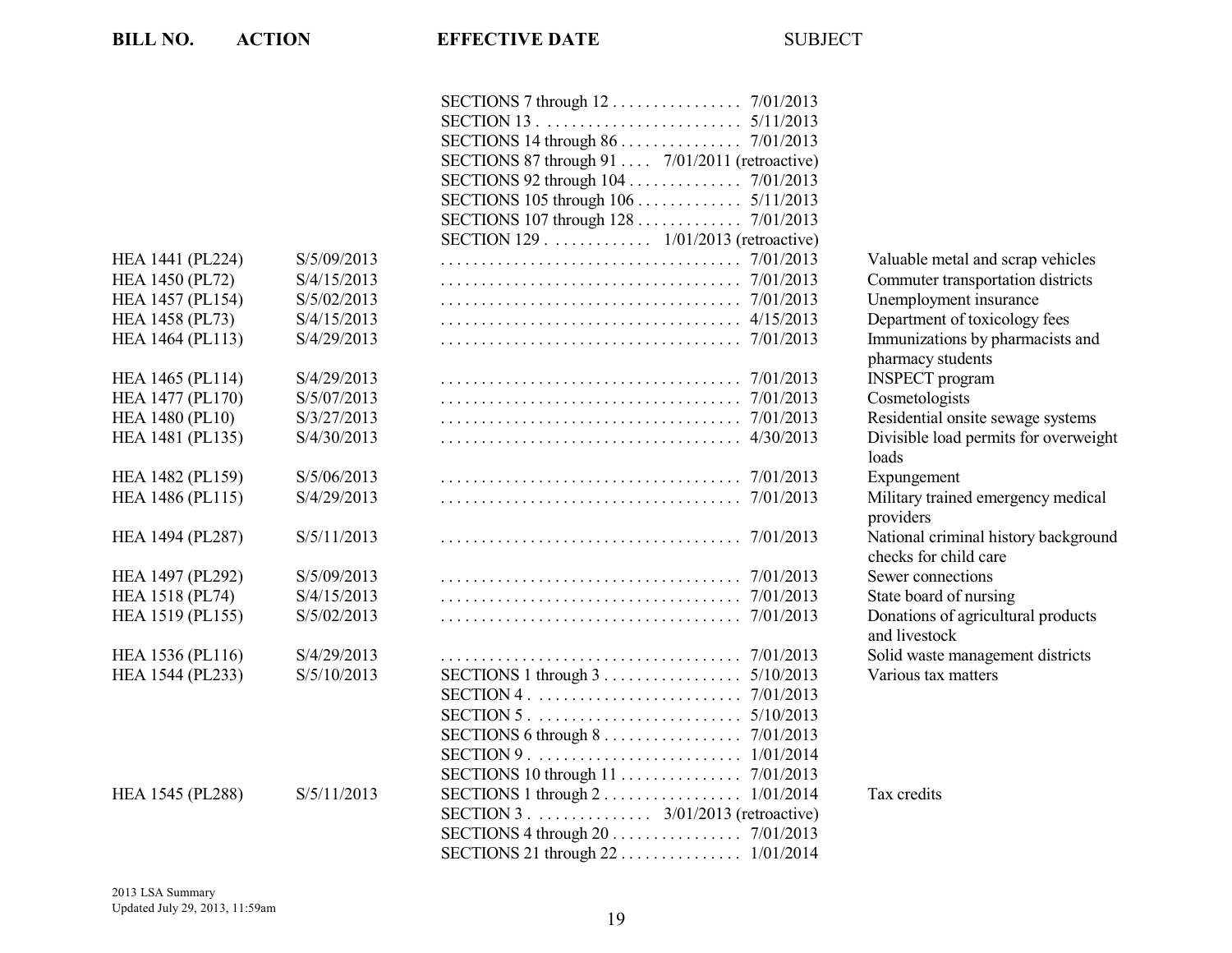| BILL NO. | ACTION | EFFECTIVE DATE | SUBJECT |
|---|---|---|---|
| | | SECTIONS 7 through 12 . . . . . . . . . . . . . . . 7/01/2013 | |
| | | SECTION 13 . . . . . . . . . . . . . . . . . . . . . . . . 5/11/2013 | |
| | | SECTIONS 14 through 86 . . . . . . . . . . . . . . 7/01/2013 | |
| | | SECTIONS 87 through 91 . . . . 7/01/2011 (retroactive) | |
| | | SECTIONS 92 through 104 . . . . . . . . . . . . . 7/01/2013 | |
| | | SECTIONS 105 through 106 . . . . . . . . . . . . 5/11/2013 | |
| | | SECTIONS 107 through 128 . . . . . . . . . . . . 7/01/2013 | |
| | | SECTION 129 . . . . . . . . . . . . 1/01/2013 (retroactive) | |
| HEA 1441 (PL224) | S/5/09/2013 | . . . . . . . . . . . . . . . . . . . . . . . . . . . . . . . . . . . . 7/01/2013 | Valuable metal and scrap vehicles |
| HEA 1450 (PL72) | S/4/15/2013 | . . . . . . . . . . . . . . . . . . . . . . . . . . . . . . . . . . . . 7/01/2013 | Commuter transportation districts |
| HEA 1457 (PL154) | S/5/02/2013 | . . . . . . . . . . . . . . . . . . . . . . . . . . . . . . . . . . . . 7/01/2013 | Unemployment insurance |
| HEA 1458 (PL73) | S/4/15/2013 | . . . . . . . . . . . . . . . . . . . . . . . . . . . . . . . . . . . . 4/15/2013 | Department of toxicology fees |
| HEA 1464 (PL113) | S/4/29/2013 | . . . . . . . . . . . . . . . . . . . . . . . . . . . . . . . . . . . . 7/01/2013 | Immunizations by pharmacists and pharmacy students |
| HEA 1465 (PL114) | S/4/29/2013 | . . . . . . . . . . . . . . . . . . . . . . . . . . . . . . . . . . . . 7/01/2013 | INSPECT program |
| HEA 1477 (PL170) | S/5/07/2013 | . . . . . . . . . . . . . . . . . . . . . . . . . . . . . . . . . . . . 7/01/2013 | Cosmetologists |
| HEA 1480 (PL10) | S/3/27/2013 | . . . . . . . . . . . . . . . . . . . . . . . . . . . . . . . . . . . . 7/01/2013 | Residential onsite sewage systems |
| HEA 1481 (PL135) | S/4/30/2013 | . . . . . . . . . . . . . . . . . . . . . . . . . . . . . . . . . . . . 4/30/2013 | Divisible load permits for overweight loads |
| HEA 1482 (PL159) | S/5/06/2013 | . . . . . . . . . . . . . . . . . . . . . . . . . . . . . . . . . . . . 7/01/2013 | Expungement |
| HEA 1486 (PL115) | S/4/29/2013 | . . . . . . . . . . . . . . . . . . . . . . . . . . . . . . . . . . . . 7/01/2013 | Military trained emergency medical providers |
| HEA 1494 (PL287) | S/5/11/2013 | . . . . . . . . . . . . . . . . . . . . . . . . . . . . . . . . . . . . 7/01/2013 | National criminal history background checks for child care |
| HEA 1497 (PL292) | S/5/09/2013 | . . . . . . . . . . . . . . . . . . . . . . . . . . . . . . . . . . . . 7/01/2013 | Sewer connections |
| HEA 1518 (PL74) | S/4/15/2013 | . . . . . . . . . . . . . . . . . . . . . . . . . . . . . . . . . . . . 7/01/2013 | State board of nursing |
| HEA 1519 (PL155) | S/5/02/2013 | . . . . . . . . . . . . . . . . . . . . . . . . . . . . . . . . . . . . 7/01/2013 | Donations of agricultural products and livestock |
| HEA 1536 (PL116) | S/4/29/2013 | . . . . . . . . . . . . . . . . . . . . . . . . . . . . . . . . . . . . 7/01/2013 | Solid waste management districts |
| HEA 1544 (PL233) | S/5/10/2013 | SECTIONS 1 through 3 . . . . . . . . . . . . . . . . 5/10/2013 | Various tax matters |
| | | SECTION 4 . . . . . . . . . . . . . . . . . . . . . . . . 7/01/2013 | |
| | | SECTION 5 . . . . . . . . . . . . . . . . . . . . . . . . 5/10/2013 | |
| | | SECTIONS 6 through 8 . . . . . . . . . . . . . . . . 7/01/2013 | |
| | | SECTION 9 . . . . . . . . . . . . . . . . . . . . . . . . 1/01/2014 | |
| | | SECTIONS 10 through 11 . . . . . . . . . . . . . . 7/01/2013 | |
| HEA 1545 (PL288) | S/5/11/2013 | SECTIONS 1 through 2 . . . . . . . . . . . . . . . . 1/01/2014 | Tax credits |
| | | SECTION 3 . . . . . . . . . . . . . . 3/01/2013 (retroactive) | |
| | | SECTIONS 4 through 20 . . . . . . . . . . . . . . . 7/01/2013 | |
| | | SECTIONS 21 through 22 . . . . . . . . . . . . . . 1/01/2014 | |

2013 LSA Summary
Updated July 29, 2013, 11:59am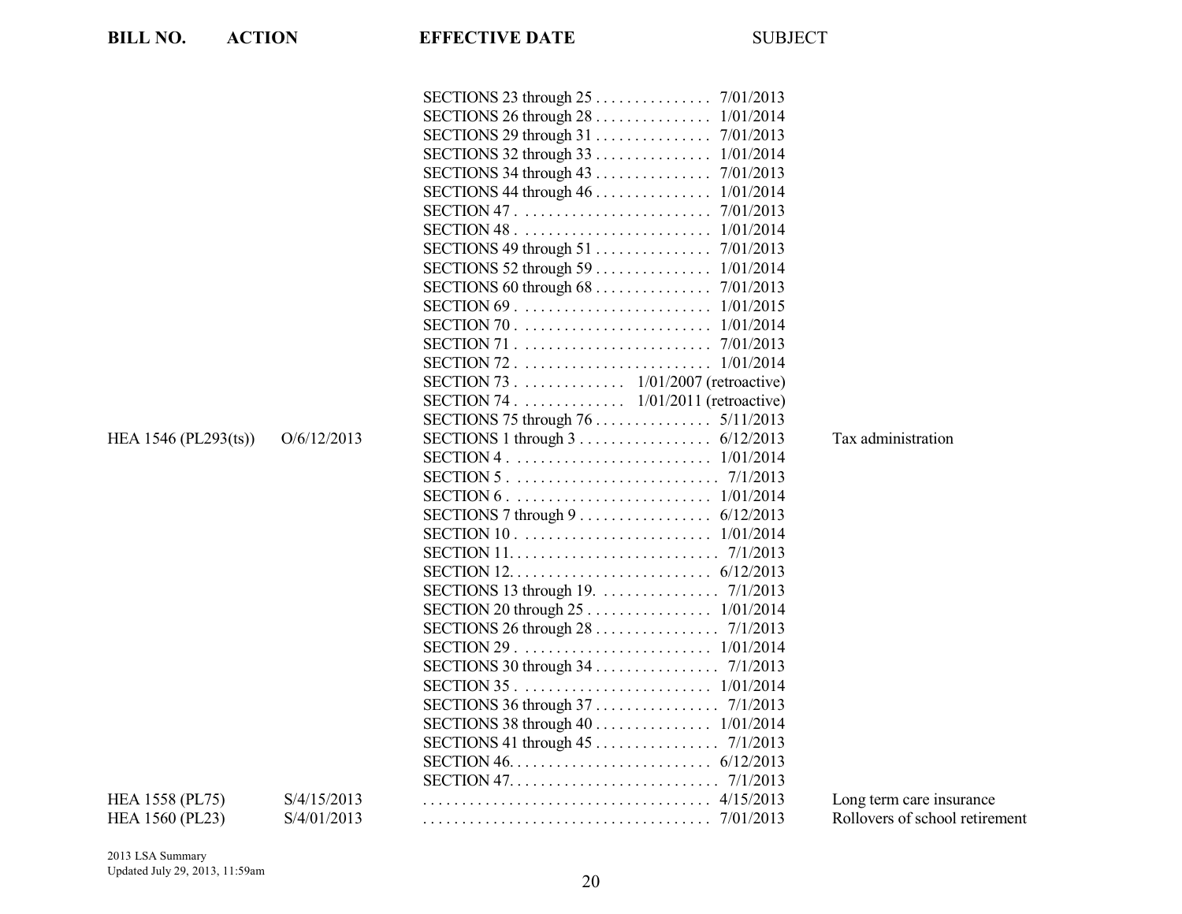| BILL NO. | ACTION | EFFECTIVE DATE | SUBJECT |
|---|---|---|---|
| | | SECTIONS 23 through 25 . . . . . . . . . . . . . . . 7/01/2013 | |
| | | SECTIONS 26 through 28 . . . . . . . . . . . . . . . 1/01/2014 | |
| | | SECTIONS 29 through 31 . . . . . . . . . . . . . . . 7/01/2013 | |
| | | SECTIONS 32 through 33 . . . . . . . . . . . . . . . 1/01/2014 | |
| | | SECTIONS 34 through 43 . . . . . . . . . . . . . . . 7/01/2013 | |
| | | SECTIONS 44 through 46 . . . . . . . . . . . . . . . 1/01/2014 | |
| | | SECTION 47 . . . . . . . . . . . . . . . . . . . . . . . . 7/01/2013 | |
| | | SECTION 48 . . . . . . . . . . . . . . . . . . . . . . . . 1/01/2014 | |
| | | SECTIONS 49 through 51 . . . . . . . . . . . . . . . 7/01/2013 | |
| | | SECTIONS 52 through 59 . . . . . . . . . . . . . . . 1/01/2014 | |
| | | SECTIONS 60 through 68 . . . . . . . . . . . . . . . 7/01/2013 | |
| | | SECTION 69 . . . . . . . . . . . . . . . . . . . . . . . . 1/01/2015 | |
| | | SECTION 70 . . . . . . . . . . . . . . . . . . . . . . . . 1/01/2014 | |
| | | SECTION 71 . . . . . . . . . . . . . . . . . . . . . . . . 7/01/2013 | |
| | | SECTION 72 . . . . . . . . . . . . . . . . . . . . . . . . 1/01/2014 | |
| | | SECTION 73 . . . . . . . . . . . . . . 1/01/2007 (retroactive) | |
| | | SECTION 74 . . . . . . . . . . . . . . 1/01/2011 (retroactive) | |
| | | SECTIONS 75 through 76 . . . . . . . . . . . . . . . 5/11/2013 | |
| HEA 1546 (PL293(ts)) | O/6/12/2013 | SECTIONS 1 through 3 . . . . . . . . . . . . . . . . . 6/12/2013 | Tax administration |
| | | SECTION 4 . . . . . . . . . . . . . . . . . . . . . . . . . 1/01/2014 | |
| | | SECTION 5 . . . . . . . . . . . . . . . . . . . . . . . . . . 7/1/2013 | |
| | | SECTION 6 . . . . . . . . . . . . . . . . . . . . . . . . . 1/01/2014 | |
| | | SECTIONS 7 through 9 . . . . . . . . . . . . . . . . . 6/12/2013 | |
| | | SECTION 10 . . . . . . . . . . . . . . . . . . . . . . . . 1/01/2014 | |
| | | SECTION 11. . . . . . . . . . . . . . . . . . . . . . . . . . 7/1/2013 | |
| | | SECTION 12. . . . . . . . . . . . . . . . . . . . . . . . . 6/12/2013 | |
| | | SECTIONS 13 through 19. . . . . . . . . . . . . . . . 7/1/2013 | |
| | | SECTION 20 through 25 . . . . . . . . . . . . . . . . 1/01/2014 | |
| | | SECTIONS 26 through 28 . . . . . . . . . . . . . . . . 7/1/2013 | |
| | | SECTION 29 . . . . . . . . . . . . . . . . . . . . . . . . 1/01/2014 | |
| | | SECTIONS 30 through 34 . . . . . . . . . . . . . . . . 7/1/2013 | |
| | | SECTION 35 . . . . . . . . . . . . . . . . . . . . . . . . 1/01/2014 | |
| | | SECTIONS 36 through 37 . . . . . . . . . . . . . . . . 7/1/2013 | |
| | | SECTIONS 38 through 40 . . . . . . . . . . . . . . . 1/01/2014 | |
| | | SECTIONS 41 through 45 . . . . . . . . . . . . . . . . 7/1/2013 | |
| | | SECTION 46. . . . . . . . . . . . . . . . . . . . . . . . . 6/12/2013 | |
| | | SECTION 47. . . . . . . . . . . . . . . . . . . . . . . . . . 7/1/2013 | |
| HEA 1558 (PL75) | S/4/15/2013 | . . . . . . . . . . . . . . . . . . . . . . . . . . . . . . . . . . . . 4/15/2013 | Long term care insurance |
| HEA 1560 (PL23) | S/4/01/2013 | . . . . . . . . . . . . . . . . . . . . . . . . . . . . . . . . . . . . 7/01/2013 | Rollovers of school retirement |

2013 LSA Summary
Updated July 29, 2013, 11:59am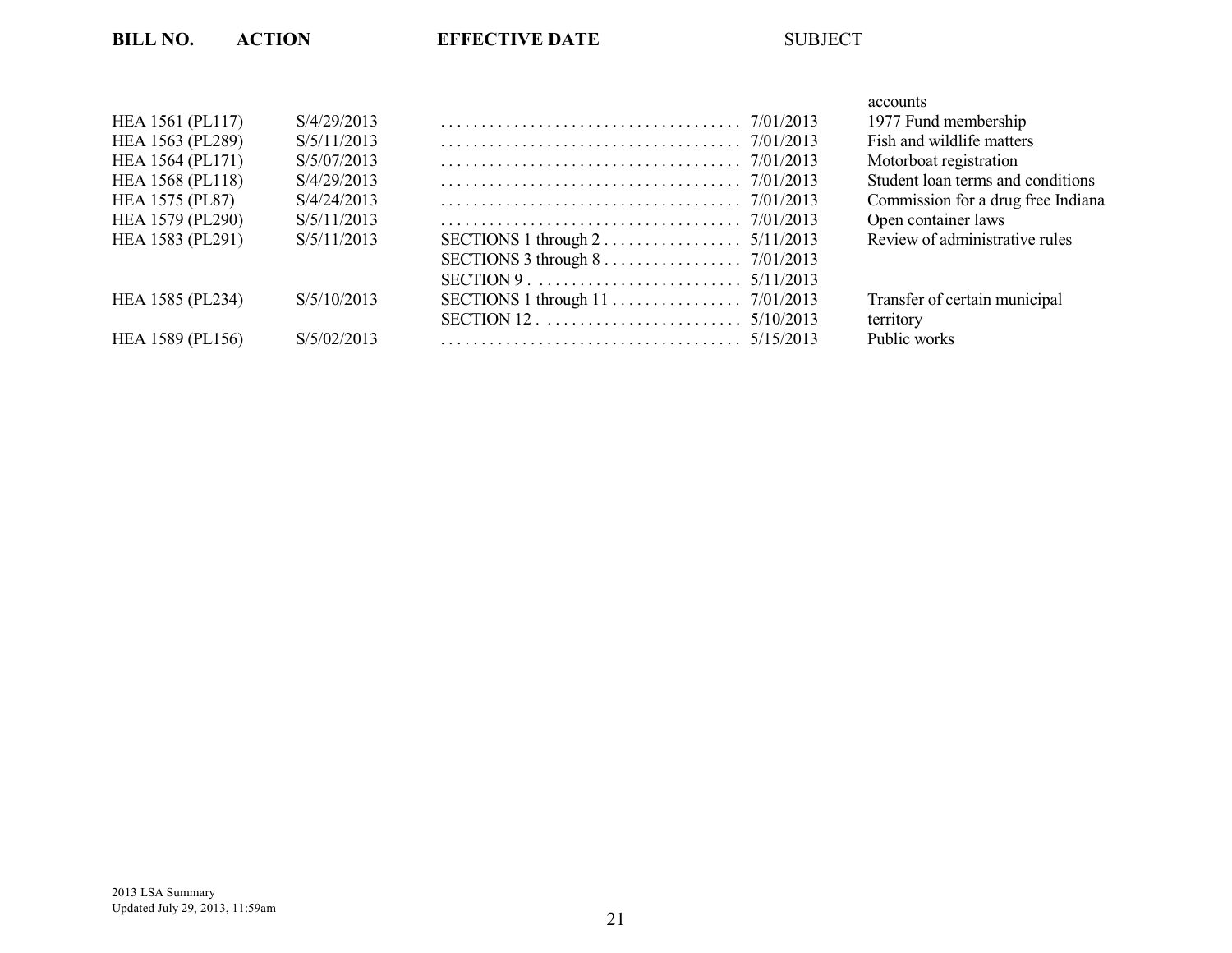| BILL NO. | ACTION | EFFECTIVE DATE | | SUBJECT |
|---|---|---|---|---|
| | | | | accounts |
| HEA 1561 (PL117) | S/4/29/2013 | . . . . . . . . . . . . . . . . . . . . . . . . . . . . . . . . . . . . | 7/01/2013 | 1977 Fund membership |
| HEA 1563 (PL289) | S/5/11/2013 | . . . . . . . . . . . . . . . . . . . . . . . . . . . . . . . . . . . . | 7/01/2013 | Fish and wildlife matters |
| HEA 1564 (PL171) | S/5/07/2013 | . . . . . . . . . . . . . . . . . . . . . . . . . . . . . . . . . . . . | 7/01/2013 | Motorboat registration |
| HEA 1568 (PL118) | S/4/29/2013 | . . . . . . . . . . . . . . . . . . . . . . . . . . . . . . . . . . . . | 7/01/2013 | Student loan terms and conditions |
| HEA 1575 (PL87) | S/4/24/2013 | . . . . . . . . . . . . . . . . . . . . . . . . . . . . . . . . . . . . | 7/01/2013 | Commission for a drug free Indiana |
| HEA 1579 (PL290) | S/5/11/2013 | . . . . . . . . . . . . . . . . . . . . . . . . . . . . . . . . . . . . | 7/01/2013 | Open container laws |
| HEA 1583 (PL291) | S/5/11/2013 | SECTIONS 1 through 2 . . . . . . . . . . . . . . . . | 5/11/2013 | Review of administrative rules |
| | | SECTIONS 3 through 8 . . . . . . . . . . . . . . . . | 7/01/2013 | |
| | | SECTION 9 . . . . . . . . . . . . . . . . . . . . . . . . . | 5/11/2013 | |
| HEA 1585 (PL234) | S/5/10/2013 | SECTIONS 1 through 11 . . . . . . . . . . . . . . . | 7/01/2013 | Transfer of certain municipal |
| | | SECTION 12 . . . . . . . . . . . . . . . . . . . . . . . . | 5/10/2013 | territory |
| HEA 1589 (PL156) | S/5/02/2013 | . . . . . . . . . . . . . . . . . . . . . . . . . . . . . . . . . . . . | 5/15/2013 | Public works |

2013 LSA Summary
Updated July 29, 2013, 11:59am